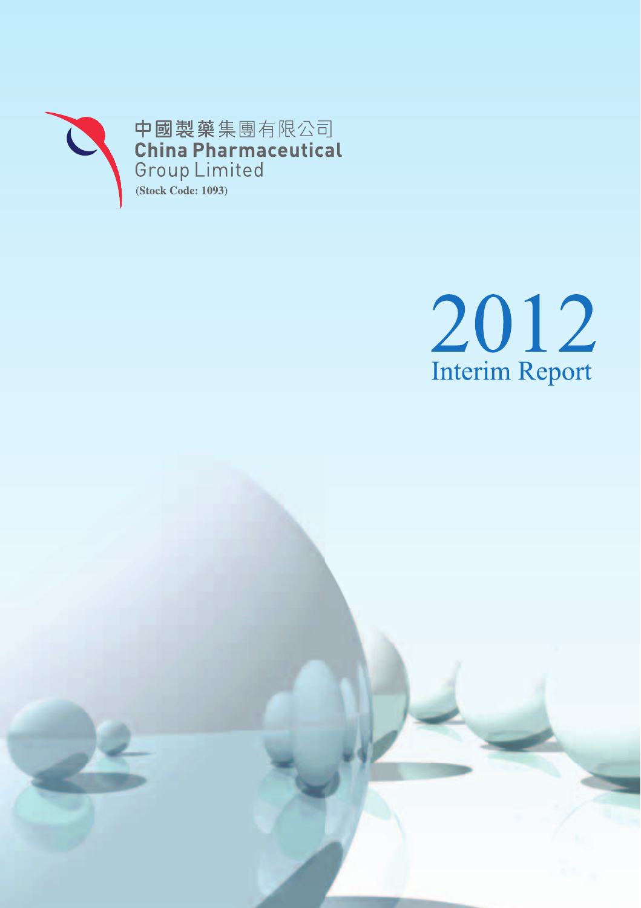中國製藥集團有限公司

**China Pharmaceutical Group Limited**

(Stock Code: 1093)

# 2012

## Interim Report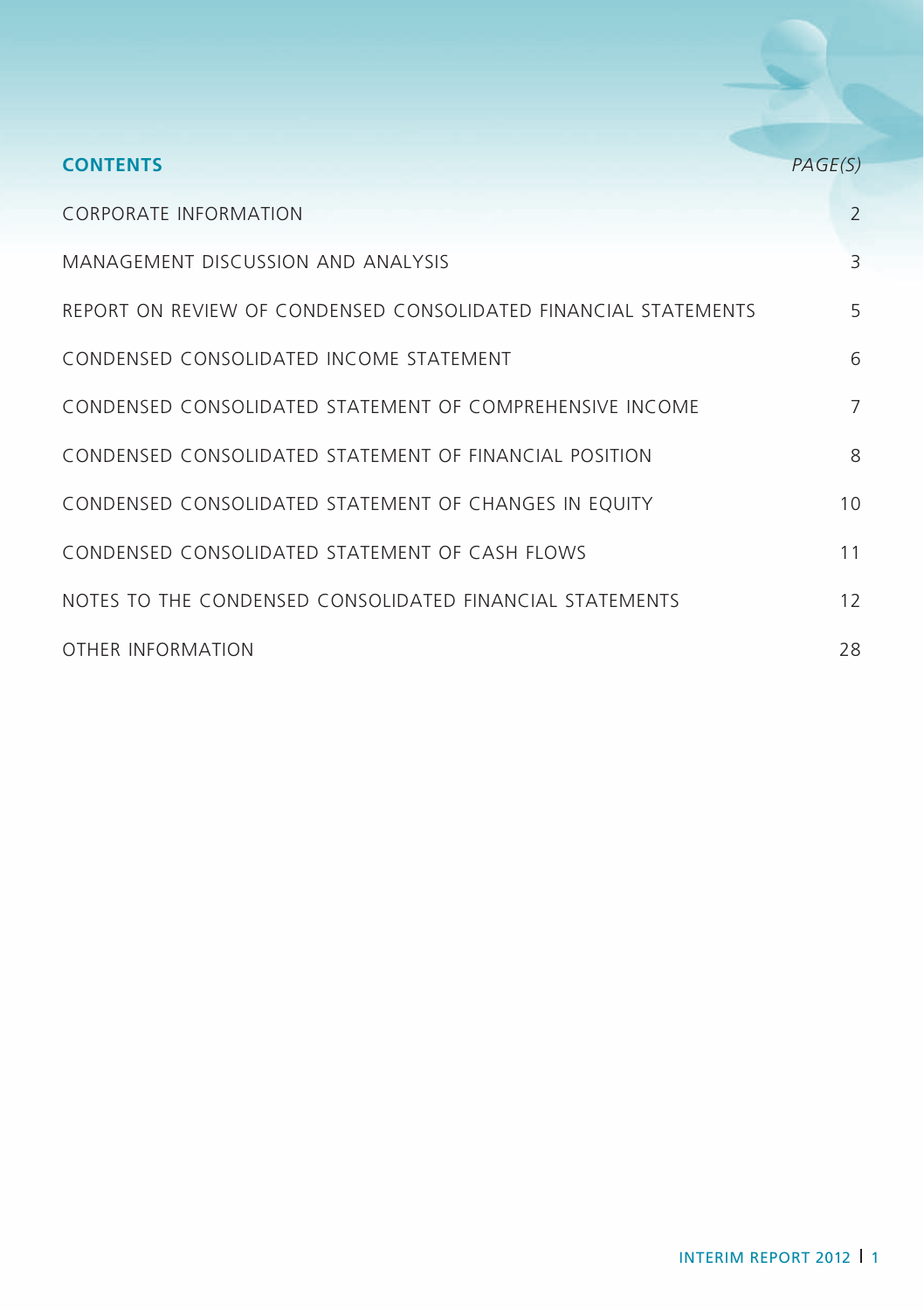## CONTENTS

| | PAGE(S) |
|---|---|
| CORPORATE INFORMATION | 2 |
| MANAGEMENT DISCUSSION AND ANALYSIS | 3 |
| REPORT ON REVIEW OF CONDENSED CONSOLIDATED FINANCIAL STATEMENTS | 5 |
| CONDENSED CONSOLIDATED INCOME STATEMENT | 6 |
| CONDENSED CONSOLIDATED STATEMENT OF COMPREHENSIVE INCOME | 7 |
| CONDENSED CONSOLIDATED STATEMENT OF FINANCIAL POSITION | 8 |
| CONDENSED CONSOLIDATED STATEMENT OF CHANGES IN EQUITY | 10 |
| CONDENSED CONSOLIDATED STATEMENT OF CASH FLOWS | 11 |
| NOTES TO THE CONDENSED CONSOLIDATED FINANCIAL STATEMENTS | 12 |
| OTHER INFORMATION | 28 |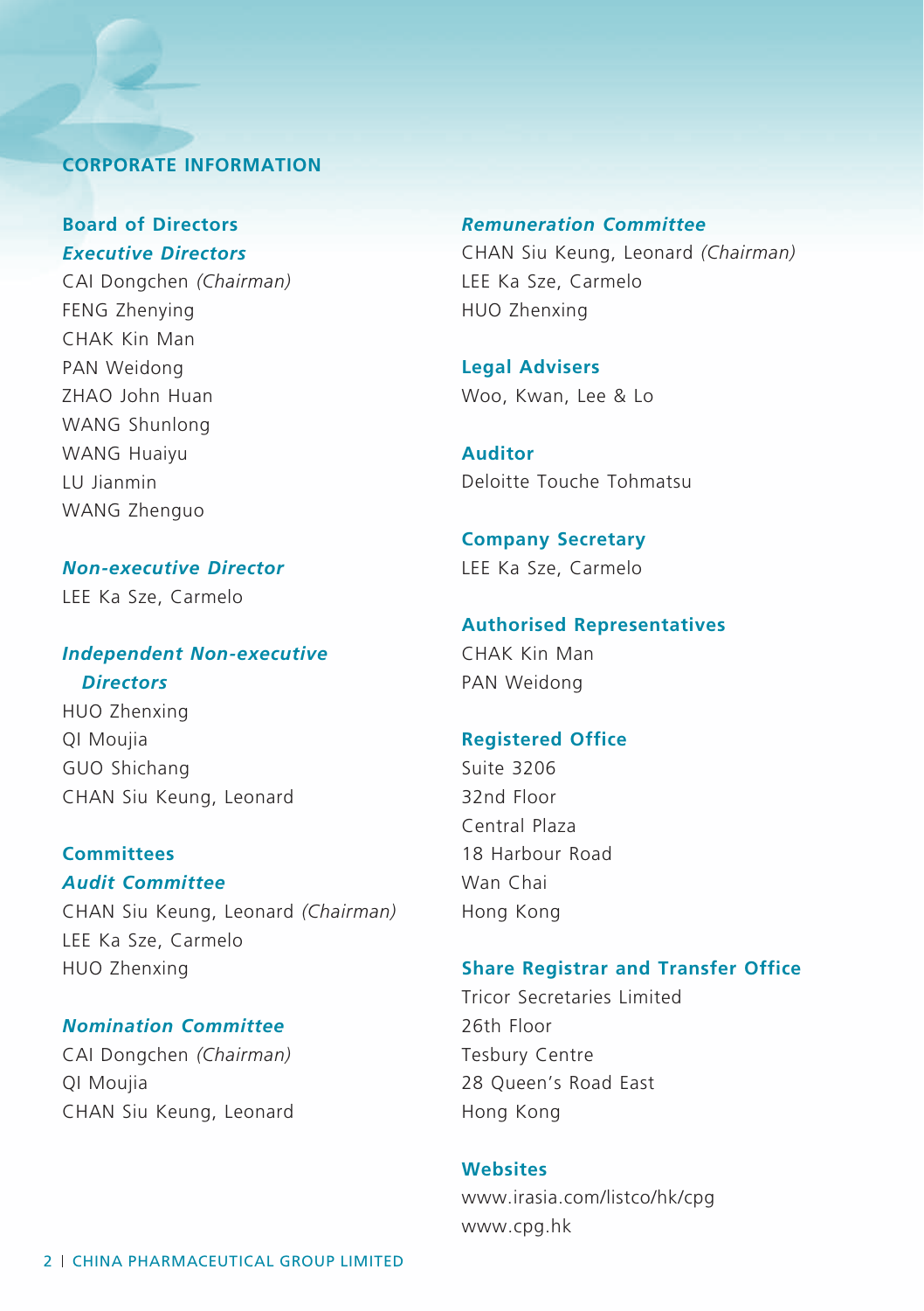# CORPORATE INFORMATION

## Board of Directors

### *Executive Directors*

CAI Dongchen *(Chairman)*
FENG Zhenying
CHAK Kin Man
PAN Weidong
ZHAO John Huan
WANG Shunlong
WANG Huaiyu
LU Jianmin
WANG Zhenguo

### *Non-executive Director*

LEE Ka Sze, Carmelo

### *Independent Non-executive Directors*

HUO Zhenxing
QI Moujia
GUO Shichang
CHAN Siu Keung, Leonard

## Committees

### *Audit Committee*

CHAN Siu Keung, Leonard *(Chairman)*
LEE Ka Sze, Carmelo
HUO Zhenxing

### *Nomination Committee*

CAI Dongchen *(Chairman)*
QI Moujia
CHAN Siu Keung, Leonard

### *Remuneration Committee*

CHAN Siu Keung, Leonard *(Chairman)*
LEE Ka Sze, Carmelo
HUO Zhenxing

## Legal Advisers

Woo, Kwan, Lee & Lo

## Auditor

Deloitte Touche Tohmatsu

## Company Secretary

LEE Ka Sze, Carmelo

## Authorised Representatives

CHAK Kin Man
PAN Weidong

## Registered Office

Suite 3206
32nd Floor
Central Plaza
18 Harbour Road
Wan Chai
Hong Kong

## Share Registrar and Transfer Office

Tricor Secretaries Limited
26th Floor
Tesbury Centre
28 Queen's Road East
Hong Kong

## Websites

www.irasia.com/listco/hk/cpg
www.cpg.hk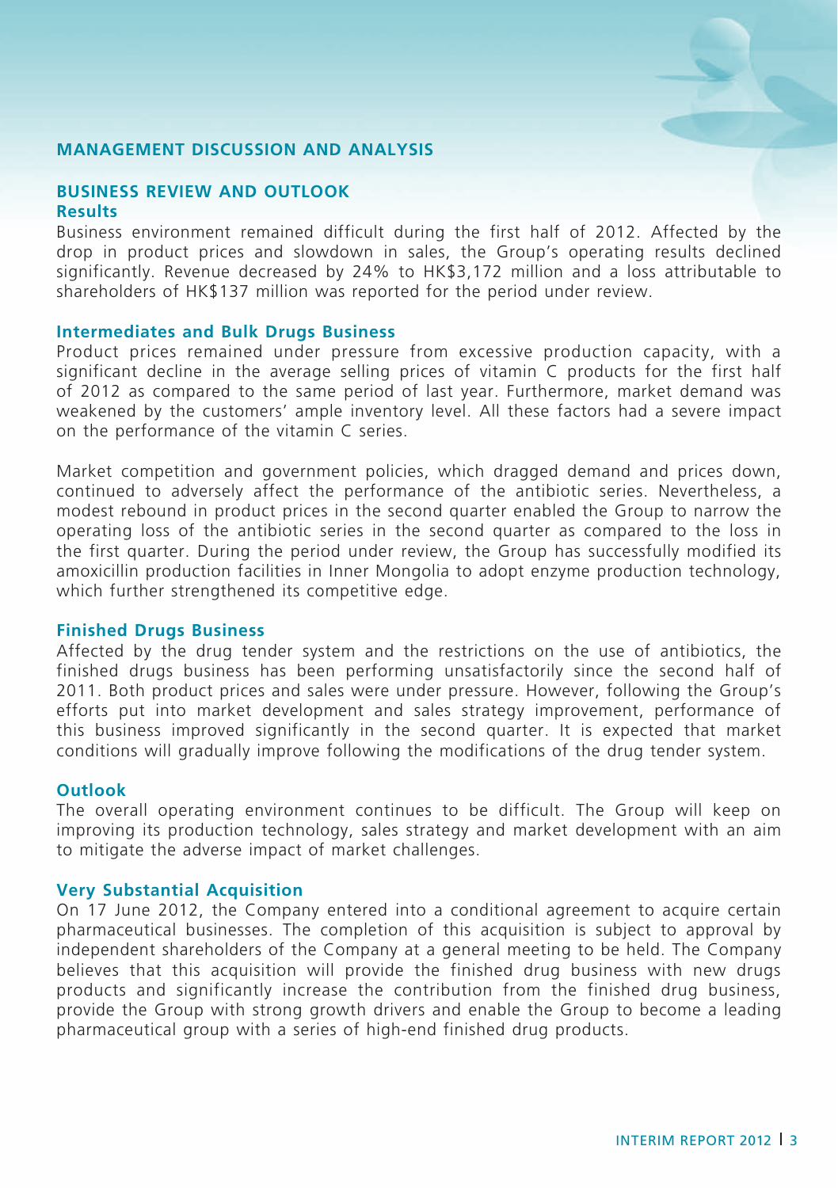# MANAGEMENT DISCUSSION AND ANALYSIS

## BUSINESS REVIEW AND OUTLOOK

### Results

Business environment remained difficult during the first half of 2012. Affected by the drop in product prices and slowdown in sales, the Group's operating results declined significantly. Revenue decreased by 24% to HK$3,172 million and a loss attributable to shareholders of HK$137 million was reported for the period under review.

### Intermediates and Bulk Drugs Business

Product prices remained under pressure from excessive production capacity, with a significant decline in the average selling prices of vitamin C products for the first half of 2012 as compared to the same period of last year. Furthermore, market demand was weakened by the customers' ample inventory level. All these factors had a severe impact on the performance of the vitamin C series.

Market competition and government policies, which dragged demand and prices down, continued to adversely affect the performance of the antibiotic series. Nevertheless, a modest rebound in product prices in the second quarter enabled the Group to narrow the operating loss of the antibiotic series in the second quarter as compared to the loss in the first quarter. During the period under review, the Group has successfully modified its amoxicillin production facilities in Inner Mongolia to adopt enzyme production technology, which further strengthened its competitive edge.

### Finished Drugs Business

Affected by the drug tender system and the restrictions on the use of antibiotics, the finished drugs business has been performing unsatisfactorily since the second half of 2011. Both product prices and sales were under pressure. However, following the Group's efforts put into market development and sales strategy improvement, performance of this business improved significantly in the second quarter. It is expected that market conditions will gradually improve following the modifications of the drug tender system.

### Outlook

The overall operating environment continues to be difficult. The Group will keep on improving its production technology, sales strategy and market development with an aim to mitigate the adverse impact of market challenges.

### Very Substantial Acquisition

On 17 June 2012, the Company entered into a conditional agreement to acquire certain pharmaceutical businesses. The completion of this acquisition is subject to approval by independent shareholders of the Company at a general meeting to be held. The Company believes that this acquisition will provide the finished drug business with new drugs products and significantly increase the contribution from the finished drug business, provide the Group with strong growth drivers and enable the Group to become a leading pharmaceutical group with a series of high-end finished drug products.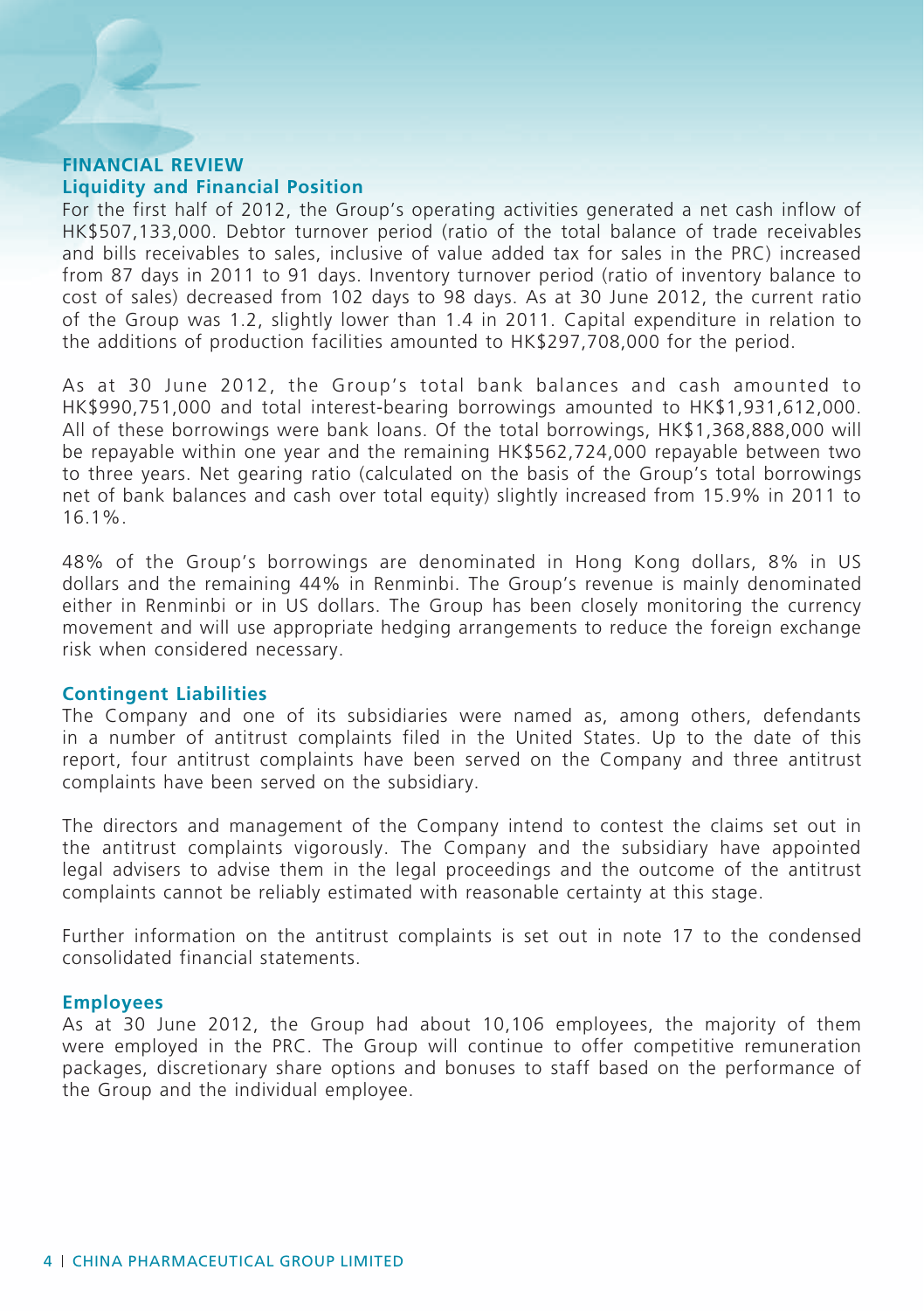## FINANCIAL REVIEW

### Liquidity and Financial Position

For the first half of 2012, the Group's operating activities generated a net cash inflow of HK$507,133,000. Debtor turnover period (ratio of the total balance of trade receivables and bills receivables to sales, inclusive of value added tax for sales in the PRC) increased from 87 days in 2011 to 91 days. Inventory turnover period (ratio of inventory balance to cost of sales) decreased from 102 days to 98 days. As at 30 June 2012, the current ratio of the Group was 1.2, slightly lower than 1.4 in 2011. Capital expenditure in relation to the additions of production facilities amounted to HK$297,708,000 for the period.

As at 30 June 2012, the Group's total bank balances and cash amounted to HK$990,751,000 and total interest-bearing borrowings amounted to HK$1,931,612,000. All of these borrowings were bank loans. Of the total borrowings, HK$1,368,888,000 will be repayable within one year and the remaining HK$562,724,000 repayable between two to three years. Net gearing ratio (calculated on the basis of the Group's total borrowings net of bank balances and cash over total equity) slightly increased from 15.9% in 2011 to 16.1%.

48% of the Group's borrowings are denominated in Hong Kong dollars, 8% in US dollars and the remaining 44% in Renminbi. The Group's revenue is mainly denominated either in Renminbi or in US dollars. The Group has been closely monitoring the currency movement and will use appropriate hedging arrangements to reduce the foreign exchange risk when considered necessary.

### Contingent Liabilities

The Company and one of its subsidiaries were named as, among others, defendants in a number of antitrust complaints filed in the United States. Up to the date of this report, four antitrust complaints have been served on the Company and three antitrust complaints have been served on the subsidiary.

The directors and management of the Company intend to contest the claims set out in the antitrust complaints vigorously. The Company and the subsidiary have appointed legal advisers to advise them in the legal proceedings and the outcome of the antitrust complaints cannot be reliably estimated with reasonable certainty at this stage.

Further information on the antitrust complaints is set out in note 17 to the condensed consolidated financial statements.

### Employees

As at 30 June 2012, the Group had about 10,106 employees, the majority of them were employed in the PRC. The Group will continue to offer competitive remuneration packages, discretionary share options and bonuses to staff based on the performance of the Group and the individual employee.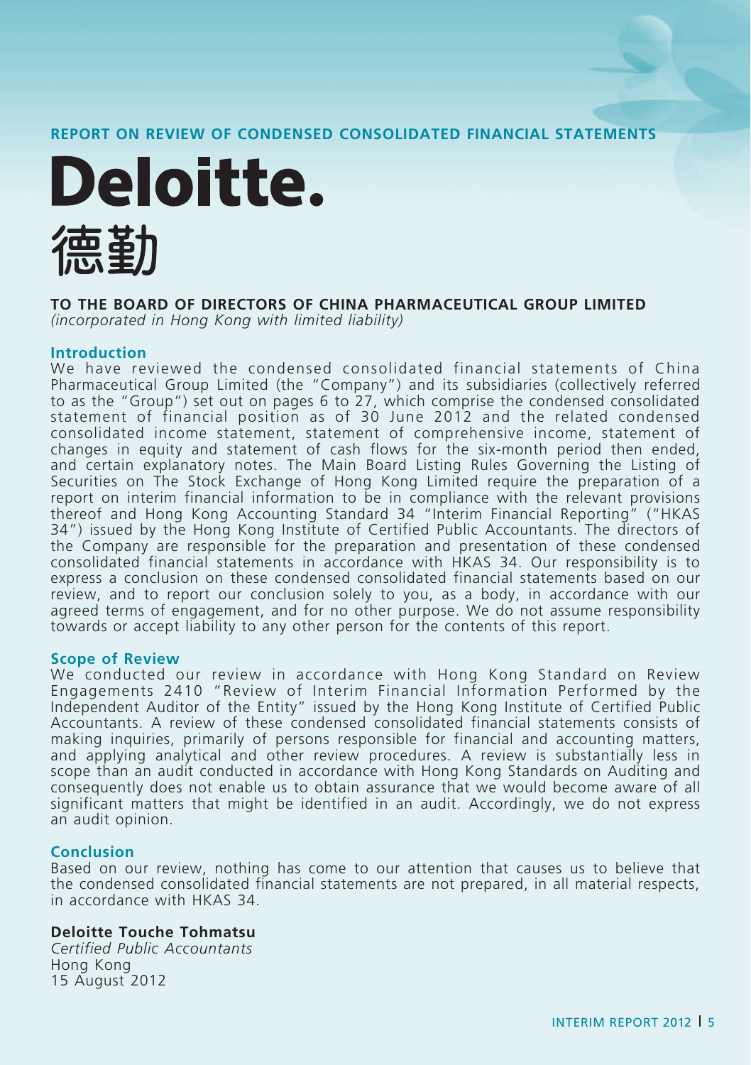## REPORT ON REVIEW OF CONDENSED CONSOLIDATED FINANCIAL STATEMENTS

# Deloitte.
# 德勤

**TO THE BOARD OF DIRECTORS OF CHINA PHARMACEUTICAL GROUP LIMITED**
*(incorporated in Hong Kong with limited liability)*

### Introduction

We have reviewed the condensed consolidated financial statements of China Pharmaceutical Group Limited (the "Company") and its subsidiaries (collectively referred to as the "Group") set out on pages 6 to 27, which comprise the condensed consolidated statement of financial position as of 30 June 2012 and the related condensed consolidated income statement, statement of comprehensive income, statement of changes in equity and statement of cash flows for the six-month period then ended, and certain explanatory notes. The Main Board Listing Rules Governing the Listing of Securities on The Stock Exchange of Hong Kong Limited require the preparation of a report on interim financial information to be in compliance with the relevant provisions thereof and Hong Kong Accounting Standard 34 "Interim Financial Reporting" ("HKAS 34") issued by the Hong Kong Institute of Certified Public Accountants. The directors of the Company are responsible for the preparation and presentation of these condensed consolidated financial statements in accordance with HKAS 34. Our responsibility is to express a conclusion on these condensed consolidated financial statements based on our review, and to report our conclusion solely to you, as a body, in accordance with our agreed terms of engagement, and for no other purpose. We do not assume responsibility towards or accept liability to any other person for the contents of this report.

### Scope of Review

We conducted our review in accordance with Hong Kong Standard on Review Engagements 2410 "Review of Interim Financial Information Performed by the Independent Auditor of the Entity" issued by the Hong Kong Institute of Certified Public Accountants. A review of these condensed consolidated financial statements consists of making inquiries, primarily of persons responsible for financial and accounting matters, and applying analytical and other review procedures. A review is substantially less in scope than an audit conducted in accordance with Hong Kong Standards on Auditing and consequently does not enable us to obtain assurance that we would become aware of all significant matters that might be identified in an audit. Accordingly, we do not express an audit opinion.

### Conclusion

Based on our review, nothing has come to our attention that causes us to believe that the condensed consolidated financial statements are not prepared, in all material respects, in accordance with HKAS 34.

**Deloitte Touche Tohmatsu**
*Certified Public Accountants*
Hong Kong
15 August 2012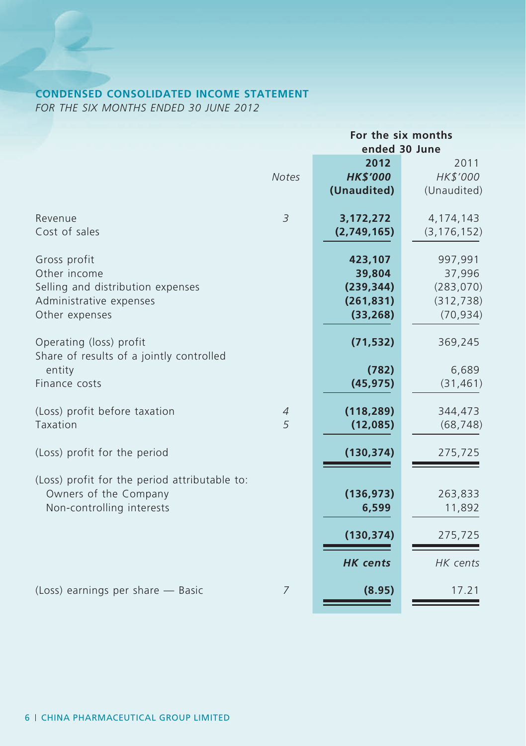## CONDENSED CONSOLIDATED INCOME STATEMENT

*FOR THE SIX MONTHS ENDED 30 JUNE 2012*

| | Notes | For the six months ended 30 June | |
|---|---|---|---|
| | | **2012** | 2011 |
| | | ***HK$'000*** | *HK$'000* |
| | | **(Unaudited)** | (Unaudited) |
| Revenue | *3* | **3,172,272** | 4,174,143 |
| Cost of sales | | **(2,749,165)** | (3,176,152) |
| Gross profit | | **423,107** | 997,991 |
| Other income | | **39,804** | 37,996 |
| Selling and distribution expenses | | **(239,344)** | (283,070) |
| Administrative expenses | | **(261,831)** | (312,738) |
| Other expenses | | **(33,268)** | (70,934) |
| Operating (loss) profit | | **(71,532)** | 369,245 |
| Share of results of a jointly controlled entity | | **(782)** | 6,689 |
| Finance costs | | **(45,975)** | (31,461) |
| (Loss) profit before taxation | *4* | **(118,289)** | 344,473 |
| Taxation | *5* | **(12,085)** | (68,748) |
| (Loss) profit for the period | | **(130,374)** | 275,725 |
| (Loss) profit for the period attributable to: | | | |
| Owners of the Company | | **(136,973)** | 263,833 |
| Non-controlling interests | | **6,599** | 11,892 |
| | | **(130,374)** | 275,725 |
| | | ***HK cents*** | *HK cents* |
| (Loss) earnings per share — Basic | *7* | **(8.95)** | 17.21 |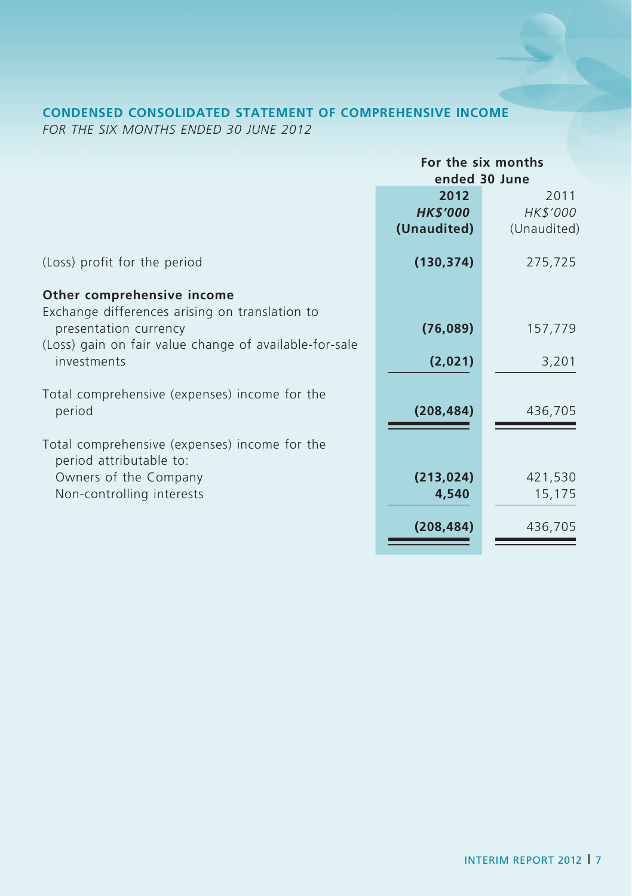## CONDENSED CONSOLIDATED STATEMENT OF COMPREHENSIVE INCOME

*FOR THE SIX MONTHS ENDED 30 JUNE 2012*

| | For the six months ended 30 June | |
|---|---|---|
| | **2012** | 2011 |
| | ***HK$'000*** | *HK$'000* |
| | **(Unaudited)** | (Unaudited) |
| (Loss) profit for the period | **(130,374)** | 275,725 |
| **Other comprehensive income** | | |
| Exchange differences arising on translation to presentation currency | **(76,089)** | 157,779 |
| (Loss) gain on fair value change of available-for-sale investments | **(2,021)** | 3,201 |
| Total comprehensive (expenses) income for the period | **(208,484)** | 436,705 |
| Total comprehensive (expenses) income for the period attributable to: | | |
| Owners of the Company | **(213,024)** | 421,530 |
| Non-controlling interests | **4,540** | 15,175 |
| | **(208,484)** | 436,705 |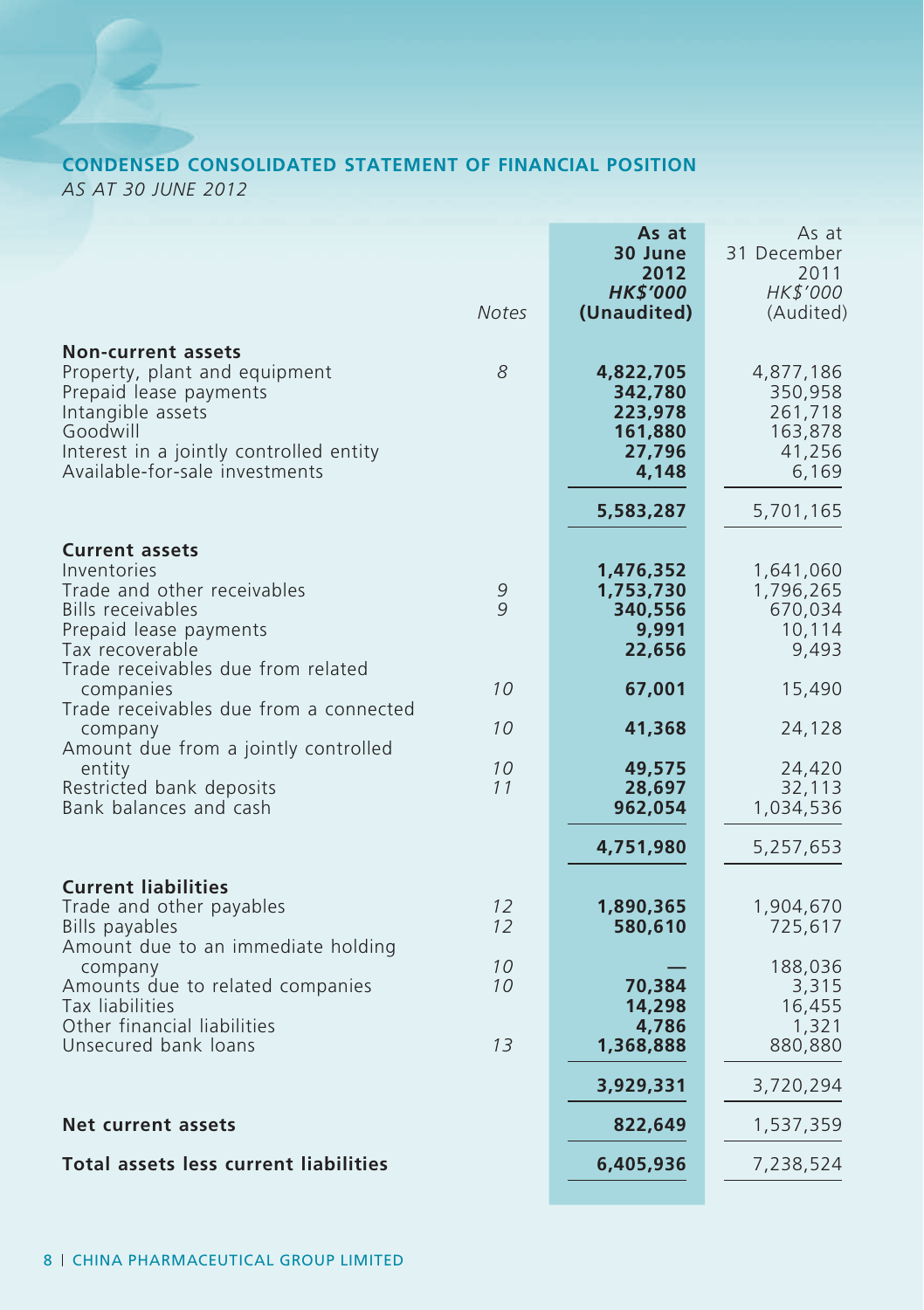## CONDENSED CONSOLIDATED STATEMENT OF FINANCIAL POSITION

*AS AT 30 JUNE 2012*

| | Notes | As at 30 June 2012 *HK$'000* (Unaudited) | As at 31 December 2011 *HK$'000* (Audited) |
|---|---|---|---|
| **Non-current assets** | | | |
| Property, plant and equipment | 8 | **4,822,705** | 4,877,186 |
| Prepaid lease payments | | **342,780** | 350,958 |
| Intangible assets | | **223,978** | 261,718 |
| Goodwill | | **161,880** | 163,878 |
| Interest in a jointly controlled entity | | **27,796** | 41,256 |
| Available-for-sale investments | | **4,148** | 6,169 |
| | | **5,583,287** | 5,701,165 |
| **Current assets** | | | |
| Inventories | | **1,476,352** | 1,641,060 |
| Trade and other receivables | 9 | **1,753,730** | 1,796,265 |
| Bills receivables | 9 | **340,556** | 670,034 |
| Prepaid lease payments | | **9,991** | 10,114 |
| Tax recoverable | | **22,656** | 9,493 |
| Trade receivables due from related companies | 10 | **67,001** | 15,490 |
| Trade receivables due from a connected company | 10 | **41,368** | 24,128 |
| Amount due from a jointly controlled entity | 10 | **49,575** | 24,420 |
| Restricted bank deposits | 11 | **28,697** | 32,113 |
| Bank balances and cash | | **962,054** | 1,034,536 |
| | | **4,751,980** | 5,257,653 |
| **Current liabilities** | | | |
| Trade and other payables | 12 | **1,890,365** | 1,904,670 |
| Bills payables | 12 | **580,610** | 725,617 |
| Amount due to an immediate holding company | 10 | **—** | 188,036 |
| Amounts due to related companies | 10 | **70,384** | 3,315 |
| Tax liabilities | | **14,298** | 16,455 |
| Other financial liabilities | | **4,786** | 1,321 |
| Unsecured bank loans | 13 | **1,368,888** | 880,880 |
| | | **3,929,331** | 3,720,294 |
| **Net current assets** | | **822,649** | 1,537,359 |
| **Total assets less current liabilities** | | **6,405,936** | 7,238,524 |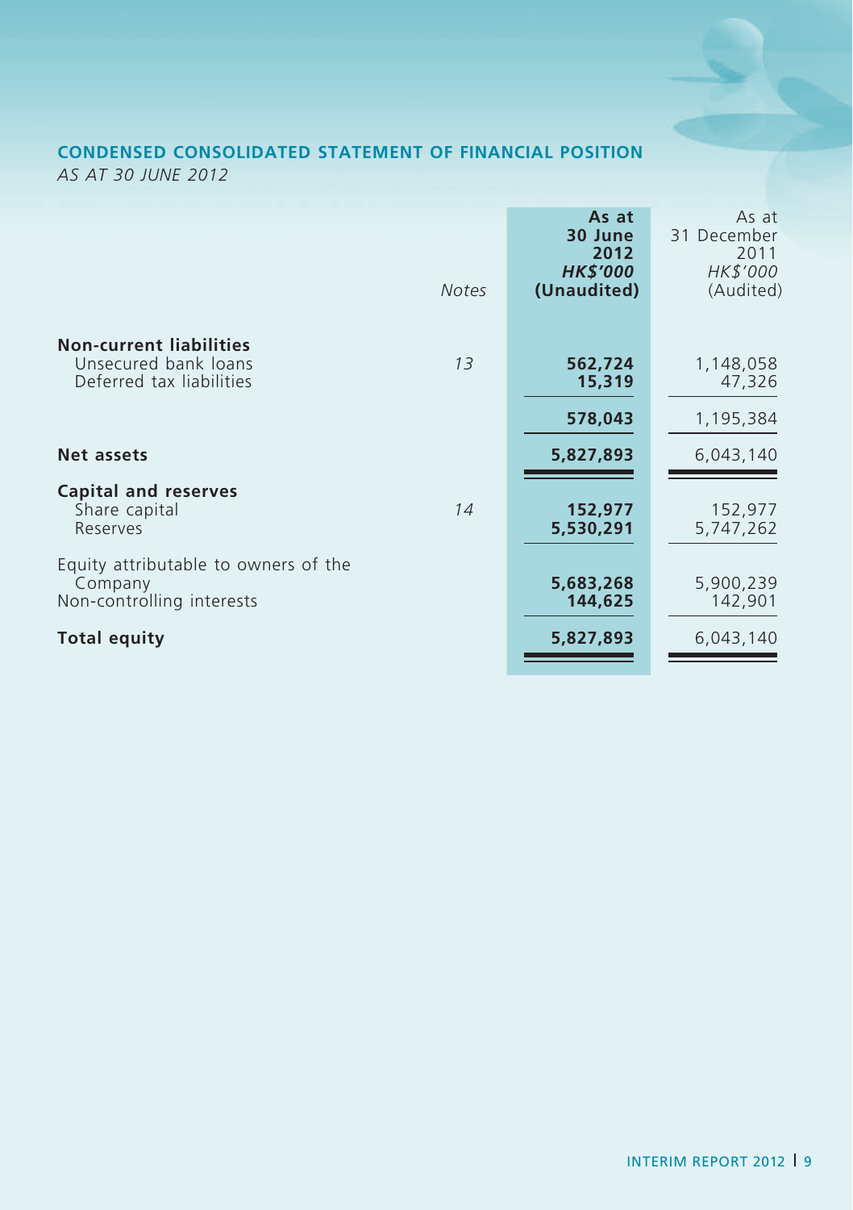## CONDENSED CONSOLIDATED STATEMENT OF FINANCIAL POSITION

*AS AT 30 JUNE 2012*

| | Notes | **As at 30 June 2012 *HK$'000* (Unaudited)** | As at 31 December 2011 *HK$'000* (Audited) |
|---|---|---|---|
| **Non-current liabilities** | | | |
| Unsecured bank loans | *13* | **562,724** | 1,148,058 |
| Deferred tax liabilities | | **15,319** | 47,326 |
| | | **578,043** | 1,195,384 |
| **Net assets** | | **5,827,893** | 6,043,140 |
| **Capital and reserves** | | | |
| Share capital | *14* | **152,977** | 152,977 |
| Reserves | | **5,530,291** | 5,747,262 |
| Equity attributable to owners of the Company | | **5,683,268** | 5,900,239 |
| Non-controlling interests | | **144,625** | 142,901 |
| **Total equity** | | **5,827,893** | 6,043,140 |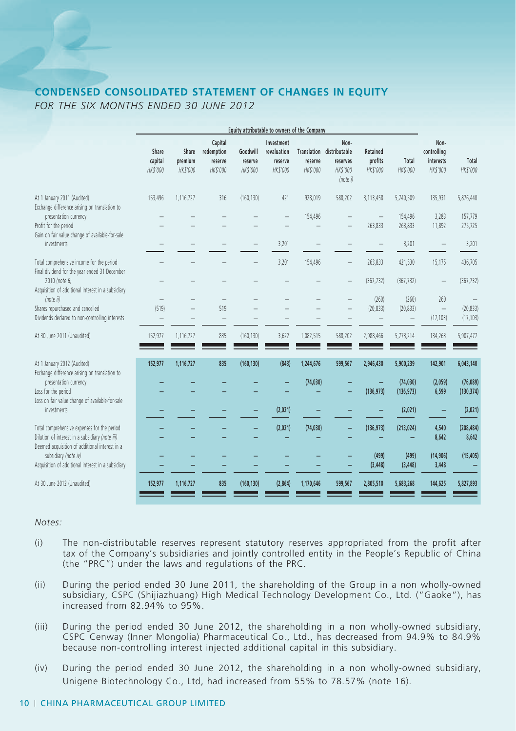## CONDENSED CONSOLIDATED STATEMENT OF CHANGES IN EQUITY

*FOR THE SIX MONTHS ENDED 30 JUNE 2012*

| | Equity attributable to owners of the Company | | | | | | | | | | |
|---|---|---|---|---|---|---|---|---|---|---|---|
| | Share capital HK$'000 | Share premium HK$'000 | Capital redemption reserve HK$'000 | Goodwill reserve HK$'000 | Investment revaluation reserve HK$'000 | Translation reserve HK$'000 | Non-distributable reserves HK$'000 (note i) | Retained profits HK$'000 | Total HK$'000 | Non-controlling interests HK$'000 | Total HK$'000 |
| At 1 January 2011 (Audited) | 153,496 | 1,116,727 | 316 | (160,130) | 421 | 928,019 | 588,202 | 3,113,458 | 5,740,509 | 135,931 | 5,876,440 |
| Exchange difference arising on translation to presentation currency | – | – | – | – | – | 154,496 | – | – | 154,496 | 3,283 | 157,779 |
| Profit for the period | – | – | – | – | – | – | – | 263,833 | 263,833 | 11,892 | 275,725 |
| Gain on fair value change of available-for-sale investments | – | – | – | – | 3,201 | – | – | – | 3,201 | – | 3,201 |
| Total comprehensive income for the period | – | – | – | – | 3,201 | 154,496 | – | 263,833 | 421,530 | 15,175 | 436,705 |
| Final dividend for the year ended 31 December 2010 (note 6) | – | – | – | – | – | – | – | (367,732) | (367,732) | – | (367,732) |
| Acquisition of additional interest in a subsidiary (note ii) | – | – | – | – | – | – | – | (260) | (260) | 260 | – |
| Shares repurchased and cancelled | (519) | – | 519 | – | – | – | – | (20,833) | (20,833) | – | (20,833) |
| Dividends declared to non-controlling interests | – | – | – | – | – | – | – | – | – | (17,103) | (17,103) |
| At 30 June 2011 (Unaudited) | 152,977 | 1,116,727 | 835 | (160,130) | 3,622 | 1,082,515 | 588,202 | 2,988,466 | 5,773,214 | 134,263 | 5,907,477 |
| At 1 January 2012 (Audited) | 152,977 | 1,116,727 | 835 | (160,130) | (843) | 1,244,676 | 599,567 | 2,946,430 | 5,900,239 | 142,901 | 6,043,140 |
| Exchange difference arising on translation to presentation currency | – | – | – | – | – | (74,030) | – | – | (74,030) | (2,059) | (76,089) |
| Loss for the period | – | – | – | – | – | – | – | (136,973) | (136,973) | 6,599 | (130,374) |
| Loss on fair value change of available-for-sale investments | – | – | – | – | (2,021) | – | – | – | (2,021) | – | (2,021) |
| Total comprehensive expenses for the period | – | – | – | – | (2,021) | (74,030) | – | (136,973) | (213,024) | 4,540 | (208,484) |
| Dilution of interest in a subsidiary (note iii) | – | – | – | – | – | – | – | – | – | 8,642 | 8,642 |
| Deemed acquisition of additional interest in a subsidiary (note iv) | – | – | – | – | – | – | – | (499) | (499) | (14,906) | (15,405) |
| Acquisition of additional interest in a subsidiary | – | – | – | – | – | – | – | (3,448) | (3,448) | 3,448 | – |
| At 30 June 2012 (Unaudited) | 152,977 | 1,116,727 | 835 | (160,130) | (2,864) | 1,170,646 | 599,567 | 2,805,510 | 5,683,268 | 144,625 | 5,827,893 |

*Notes:*

(i) The non-distributable reserves represent statutory reserves appropriated from the profit after tax of the Company's subsidiaries and jointly controlled entity in the People's Republic of China (the "PRC") under the laws and regulations of the PRC.

(ii) During the period ended 30 June 2011, the shareholding of the Group in a non wholly-owned subsidiary, CSPC (Shijiazhuang) High Medical Technology Development Co., Ltd. ("Gaoke"), has increased from 82.94% to 95%.

(iii) During the period ended 30 June 2012, the shareholding in a non wholly-owned subsidiary, CSPC Cenway (Inner Mongolia) Pharmaceutical Co., Ltd., has decreased from 94.9% to 84.9% because non-controlling interest injected additional capital in this subsidiary.

(iv) During the period ended 30 June 2012, the shareholding in a non wholly-owned subsidiary, Unigene Biotechnology Co., Ltd, had increased from 55% to 78.57% (note 16).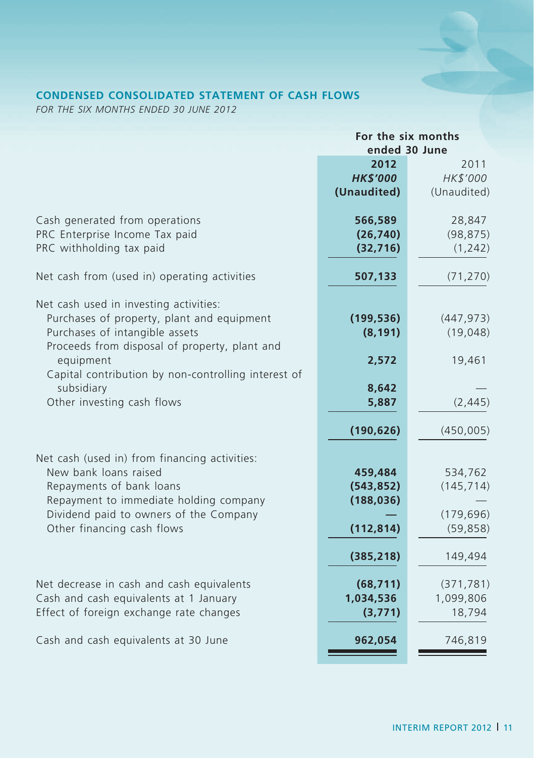## CONDENSED CONSOLIDATED STATEMENT OF CASH FLOWS

*FOR THE SIX MONTHS ENDED 30 JUNE 2012*

| | For the six months ended 30 June | |
|---|---|---|
| | **2012** | 2011 |
| | ***HK$'000*** | *HK$'000* |
| | **(Unaudited)** | (Unaudited) |
| Cash generated from operations | **566,589** | 28,847 |
| PRC Enterprise Income Tax paid | **(26,740)** | (98,875) |
| PRC withholding tax paid | **(32,716)** | (1,242) |
| Net cash from (used in) operating activities | **507,133** | (71,270) |
| Net cash used in investing activities: | | |
| Purchases of property, plant and equipment | **(199,536)** | (447,973) |
| Purchases of intangible assets | **(8,191)** | (19,048) |
| Proceeds from disposal of property, plant and equipment | **2,572** | 19,461 |
| Capital contribution by non-controlling interest of subsidiary | **8,642** | — |
| Other investing cash flows | **5,887** | (2,445) |
| | **(190,626)** | (450,005) |
| Net cash (used in) from financing activities: | | |
| New bank loans raised | **459,484** | 534,762 |
| Repayments of bank loans | **(543,852)** | (145,714) |
| Repayment to immediate holding company | **(188,036)** | — |
| Dividend paid to owners of the Company | **—** | (179,696) |
| Other financing cash flows | **(112,814)** | (59,858) |
| | **(385,218)** | 149,494 |
| Net decrease in cash and cash equivalents | **(68,711)** | (371,781) |
| Cash and cash equivalents at 1 January | **1,034,536** | 1,099,806 |
| Effect of foreign exchange rate changes | **(3,771)** | 18,794 |
| Cash and cash equivalents at 30 June | **962,054** | 746,819 |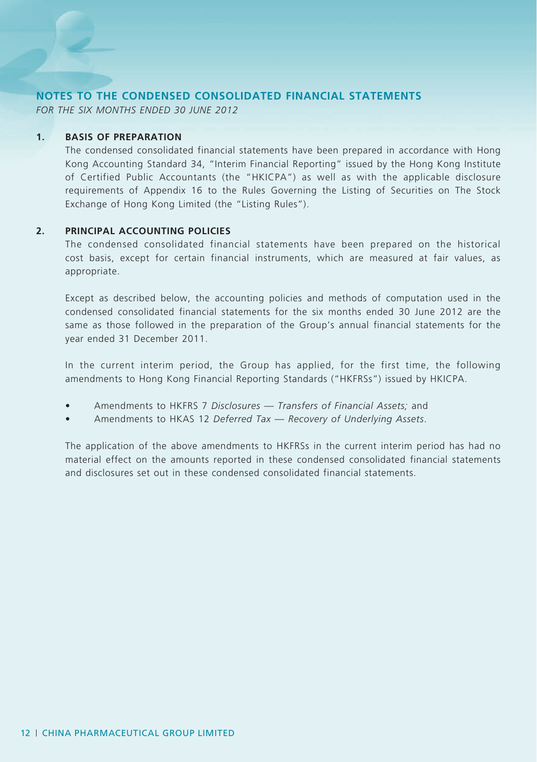# NOTES TO THE CONDENSED CONSOLIDATED FINANCIAL STATEMENTS

*FOR THE SIX MONTHS ENDED 30 JUNE 2012*

## 1. BASIS OF PREPARATION

The condensed consolidated financial statements have been prepared in accordance with Hong Kong Accounting Standard 34, "Interim Financial Reporting" issued by the Hong Kong Institute of Certified Public Accountants (the "HKICPA") as well as with the applicable disclosure requirements of Appendix 16 to the Rules Governing the Listing of Securities on The Stock Exchange of Hong Kong Limited (the "Listing Rules").

## 2. PRINCIPAL ACCOUNTING POLICIES

The condensed consolidated financial statements have been prepared on the historical cost basis, except for certain financial instruments, which are measured at fair values, as appropriate.

Except as described below, the accounting policies and methods of computation used in the condensed consolidated financial statements for the six months ended 30 June 2012 are the same as those followed in the preparation of the Group's annual financial statements for the year ended 31 December 2011.

In the current interim period, the Group has applied, for the first time, the following amendments to Hong Kong Financial Reporting Standards ("HKFRSs") issued by HKICPA.

- Amendments to HKFRS 7 *Disclosures — Transfers of Financial Assets;* and
- Amendments to HKAS 12 *Deferred Tax — Recovery of Underlying Assets*.

The application of the above amendments to HKFRSs in the current interim period has had no material effect on the amounts reported in these condensed consolidated financial statements and disclosures set out in these condensed consolidated financial statements.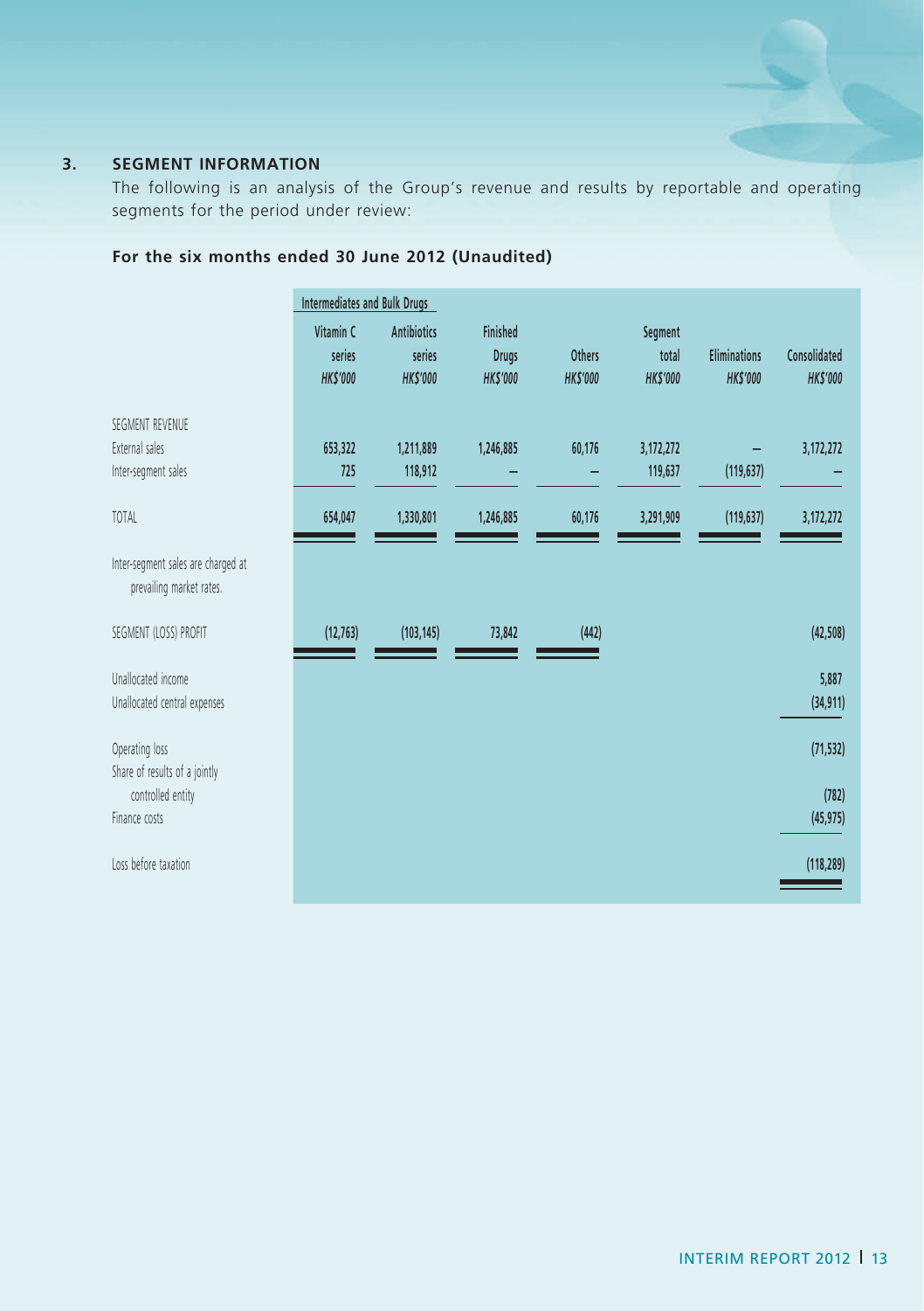### 3. SEGMENT INFORMATION

The following is an analysis of the Group's revenue and results by reportable and operating segments for the period under review:

**For the six months ended 30 June 2012 (Unaudited)**

| | Intermediates and Bulk Drugs | | | | | | |
|---|---|---|---|---|---|---|---|
| | Vitamin C series | Antibiotics series | Finished Drugs | Others | Segment total | Eliminations | Consolidated |
| | *HK$'000* | *HK$'000* | *HK$'000* | *HK$'000* | *HK$'000* | *HK$'000* | *HK$'000* |
| SEGMENT REVENUE | | | | | | | |
| External sales | 653,322 | 1,211,889 | 1,246,885 | 60,176 | 3,172,272 | – | 3,172,272 |
| Inter-segment sales | 725 | 118,912 | – | – | 119,637 | (119,637) | – |
| TOTAL | 654,047 | 1,330,801 | 1,246,885 | 60,176 | 3,291,909 | (119,637) | 3,172,272 |
| Inter-segment sales are charged at prevailing market rates. | | | | | | | |
| SEGMENT (LOSS) PROFIT | (12,763) | (103,145) | 73,842 | (442) | | | (42,508) |
| Unallocated income | | | | | | | 5,887 |
| Unallocated central expenses | | | | | | | (34,911) |
| Operating loss | | | | | | | (71,532) |
| Share of results of a jointly controlled entity | | | | | | | (782) |
| Finance costs | | | | | | | (45,975) |
| Loss before taxation | | | | | | | (118,289) |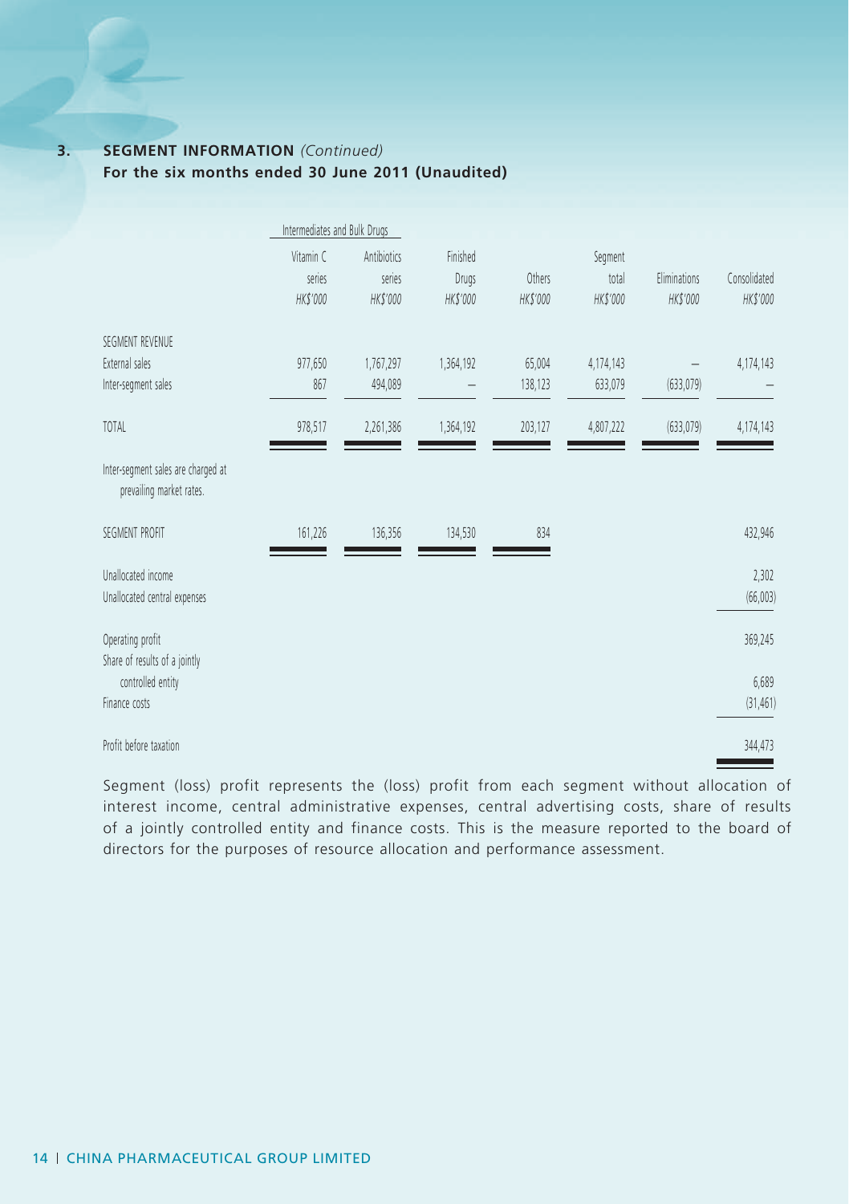## 3. SEGMENT INFORMATION *(Continued)*

**For the six months ended 30 June 2011 (Unaudited)**

| | Intermediates and Bulk Drugs | | | | | | |
|---|---|---|---|---|---|---|---|
| | Vitamin C series *HK$'000* | Antibiotics series *HK$'000* | Finished Drugs *HK$'000* | Others *HK$'000* | Segment total *HK$'000* | Eliminations *HK$'000* | Consolidated *HK$'000* |
| SEGMENT REVENUE | | | | | | | |
| External sales | 977,650 | 1,767,297 | 1,364,192 | 65,004 | 4,174,143 | – | 4,174,143 |
| Inter-segment sales | 867 | 494,089 | – | 138,123 | 633,079 | (633,079) | – |
| TOTAL | 978,517 | 2,261,386 | 1,364,192 | 203,127 | 4,807,222 | (633,079) | 4,174,143 |
| Inter-segment sales are charged at prevailing market rates. | | | | | | | |
| SEGMENT PROFIT | 161,226 | 136,356 | 134,530 | 834 | | | 432,946 |
| Unallocated income | | | | | | | 2,302 |
| Unallocated central expenses | | | | | | | (66,003) |
| Operating profit | | | | | | | 369,245 |
| Share of results of a jointly controlled entity | | | | | | | 6,689 |
| Finance costs | | | | | | | (31,461) |
| Profit before taxation | | | | | | | 344,473 |

Segment (loss) profit represents the (loss) profit from each segment without allocation of interest income, central administrative expenses, central advertising costs, share of results of a jointly controlled entity and finance costs. This is the measure reported to the board of directors for the purposes of resource allocation and performance assessment.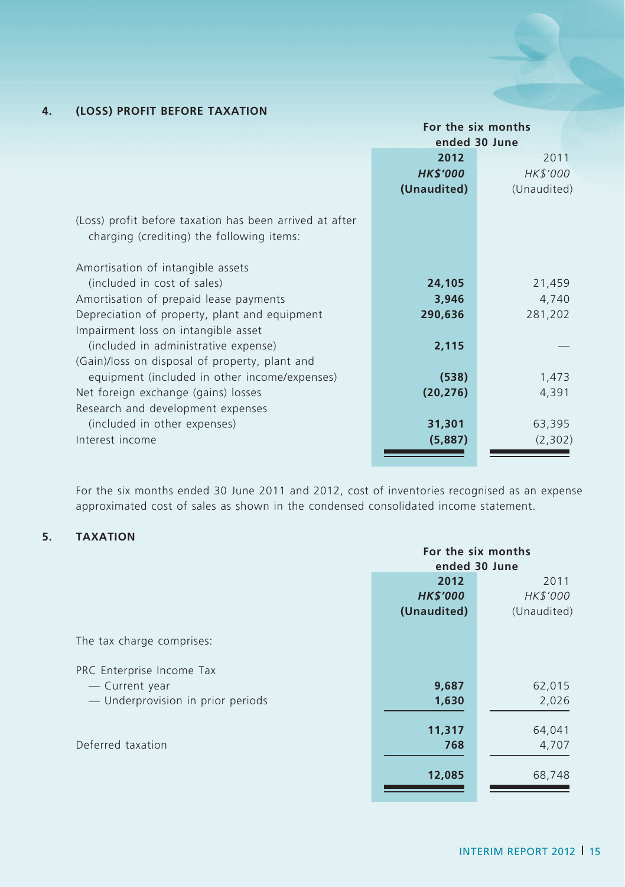## 4. (LOSS) PROFIT BEFORE TAXATION

| | For the six months ended 30 June | |
|---|---|---|
| | **2012** | 2011 |
| | ***HK$'000*** | *HK$'000* |
| | **(Unaudited)** | (Unaudited) |
| (Loss) profit before taxation has been arrived at after charging (crediting) the following items: | | |
| Amortisation of intangible assets (included in cost of sales) | **24,105** | 21,459 |
| Amortisation of prepaid lease payments | **3,946** | 4,740 |
| Depreciation of property, plant and equipment | **290,636** | 281,202 |
| Impairment loss on intangible asset (included in administrative expense) | **2,115** | — |
| (Gain)/loss on disposal of property, plant and equipment (included in other income/expenses) | **(538)** | 1,473 |
| Net foreign exchange (gains) losses | **(20,276)** | 4,391 |
| Research and development expenses (included in other expenses) | **31,301** | 63,395 |
| Interest income | **(5,887)** | (2,302) |

For the six months ended 30 June 2011 and 2012, cost of inventories recognised as an expense approximated cost of sales as shown in the condensed consolidated income statement.

## 5. TAXATION

| | For the six months ended 30 June | |
|---|---|---|
| | **2012** | 2011 |
| | ***HK$'000*** | *HK$'000* |
| | **(Unaudited)** | (Unaudited) |
| The tax charge comprises: | | |
| PRC Enterprise Income Tax | | |
| — Current year | **9,687** | 62,015 |
| — Underprovision in prior periods | **1,630** | 2,026 |
| | **11,317** | 64,041 |
| Deferred taxation | **768** | 4,707 |
| | **12,085** | 68,748 |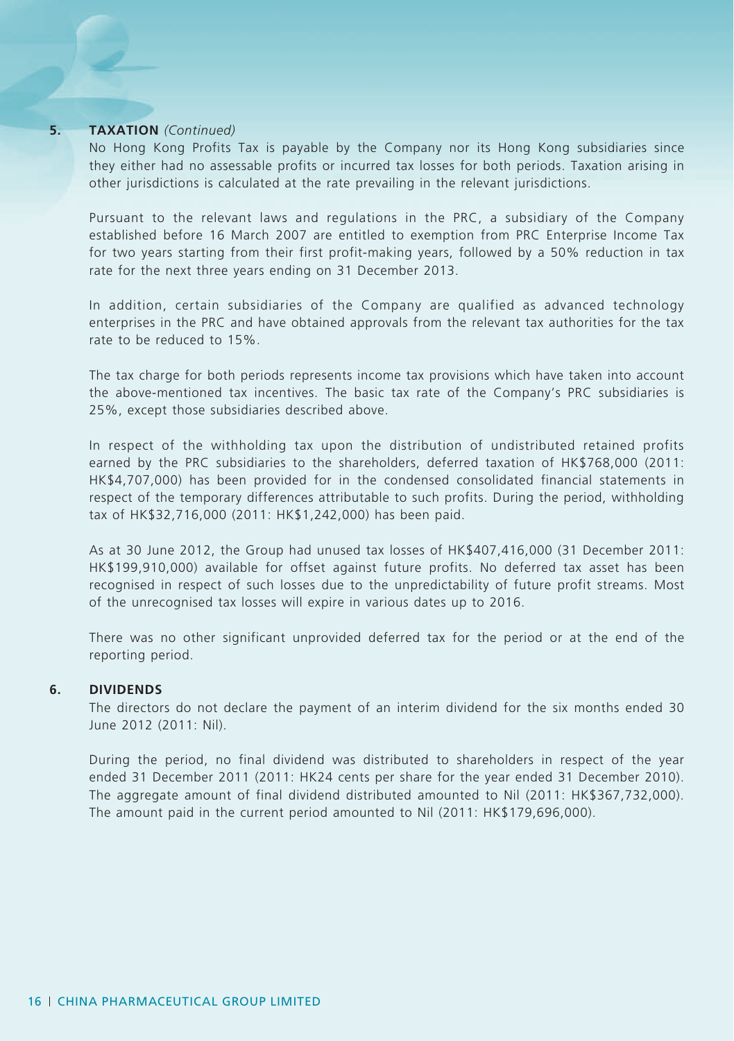## 5. TAXATION *(Continued)*

No Hong Kong Profits Tax is payable by the Company nor its Hong Kong subsidiaries since they either had no assessable profits or incurred tax losses for both periods. Taxation arising in other jurisdictions is calculated at the rate prevailing in the relevant jurisdictions.

Pursuant to the relevant laws and regulations in the PRC, a subsidiary of the Company established before 16 March 2007 are entitled to exemption from PRC Enterprise Income Tax for two years starting from their first profit-making years, followed by a 50% reduction in tax rate for the next three years ending on 31 December 2013.

In addition, certain subsidiaries of the Company are qualified as advanced technology enterprises in the PRC and have obtained approvals from the relevant tax authorities for the tax rate to be reduced to 15%.

The tax charge for both periods represents income tax provisions which have taken into account the above-mentioned tax incentives. The basic tax rate of the Company's PRC subsidiaries is 25%, except those subsidiaries described above.

In respect of the withholding tax upon the distribution of undistributed retained profits earned by the PRC subsidiaries to the shareholders, deferred taxation of HK$768,000 (2011: HK$4,707,000) has been provided for in the condensed consolidated financial statements in respect of the temporary differences attributable to such profits. During the period, withholding tax of HK$32,716,000 (2011: HK$1,242,000) has been paid.

As at 30 June 2012, the Group had unused tax losses of HK$407,416,000 (31 December 2011: HK$199,910,000) available for offset against future profits. No deferred tax asset has been recognised in respect of such losses due to the unpredictability of future profit streams. Most of the unrecognised tax losses will expire in various dates up to 2016.

There was no other significant unprovided deferred tax for the period or at the end of the reporting period.

## 6. DIVIDENDS

The directors do not declare the payment of an interim dividend for the six months ended 30 June 2012 (2011: Nil).

During the period, no final dividend was distributed to shareholders in respect of the year ended 31 December 2011 (2011: HK24 cents per share for the year ended 31 December 2010). The aggregate amount of final dividend distributed amounted to Nil (2011: HK$367,732,000). The amount paid in the current period amounted to Nil (2011: HK$179,696,000).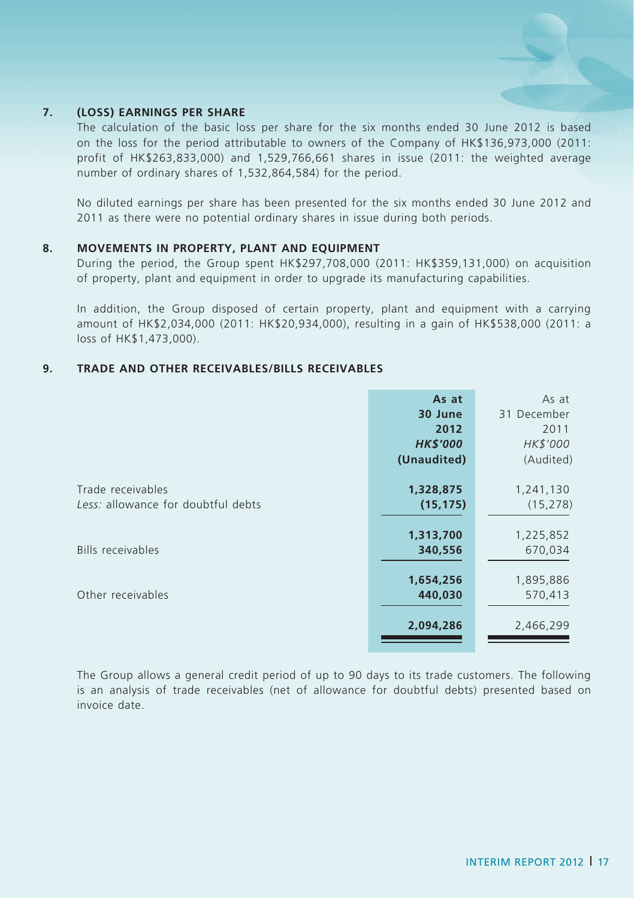## 7. (LOSS) EARNINGS PER SHARE

The calculation of the basic loss per share for the six months ended 30 June 2012 is based on the loss for the period attributable to owners of the Company of HK$136,973,000 (2011: profit of HK$263,833,000) and 1,529,766,661 shares in issue (2011: the weighted average number of ordinary shares of 1,532,864,584) for the period.

No diluted earnings per share has been presented for the six months ended 30 June 2012 and 2011 as there were no potential ordinary shares in issue during both periods.

## 8. MOVEMENTS IN PROPERTY, PLANT AND EQUIPMENT

During the period, the Group spent HK$297,708,000 (2011: HK$359,131,000) on acquisition of property, plant and equipment in order to upgrade its manufacturing capabilities.

In addition, the Group disposed of certain property, plant and equipment with a carrying amount of HK$2,034,000 (2011: HK$20,934,000), resulting in a gain of HK$538,000 (2011: a loss of HK$1,473,000).

## 9. TRADE AND OTHER RECEIVABLES/BILLS RECEIVABLES

| | **As at 30 June 2012** | As at 31 December 2011 |
|---|---|---|
| | ***HK$'000*** | *HK$'000* |
| | **(Unaudited)** | (Audited) |
| Trade receivables | **1,328,875** | 1,241,130 |
| *Less:* allowance for doubtful debts | **(15,175)** | (15,278) |
| | **1,313,700** | 1,225,852 |
| Bills receivables | **340,556** | 670,034 |
| | **1,654,256** | 1,895,886 |
| Other receivables | **440,030** | 570,413 |
| | **2,094,286** | 2,466,299 |

The Group allows a general credit period of up to 90 days to its trade customers. The following is an analysis of trade receivables (net of allowance for doubtful debts) presented based on invoice date.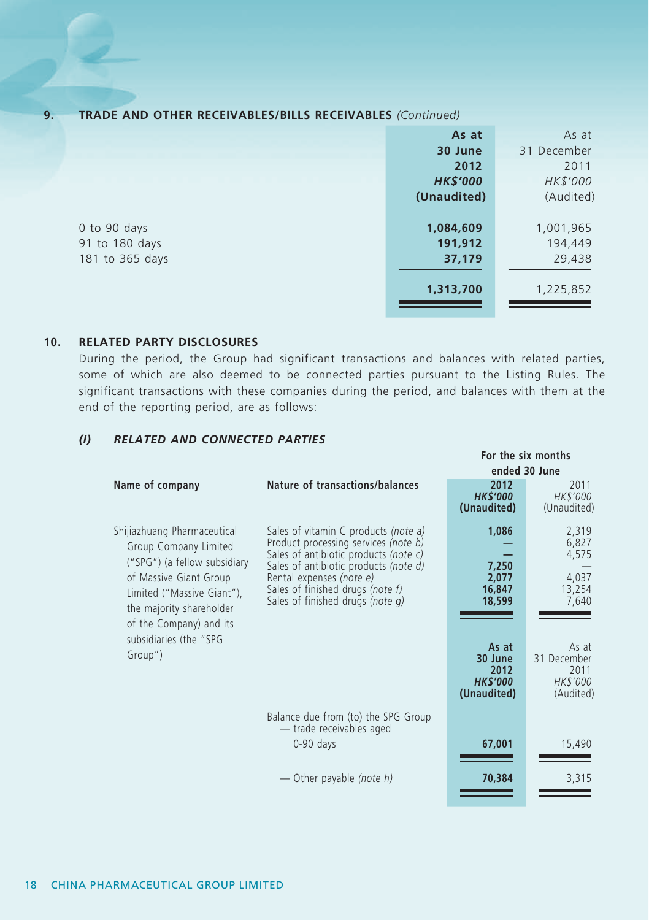## 9. TRADE AND OTHER RECEIVABLES/BILLS RECEIVABLES *(Continued)*

| | **As at 30 June 2012** | As at 31 December 2011 |
|---|---|---|
| | ***HK$'000*** | *HK$'000* |
| | **(Unaudited)** | (Audited) |
| 0 to 90 days | **1,084,609** | 1,001,965 |
| 91 to 180 days | **191,912** | 194,449 |
| 181 to 365 days | **37,179** | 29,438 |
| | **1,313,700** | 1,225,852 |

## 10. RELATED PARTY DISCLOSURES

During the period, the Group had significant transactions and balances with related parties, some of which are also deemed to be connected parties pursuant to the Listing Rules. The significant transactions with these companies during the period, and balances with them at the end of the reporting period, are as follows:

### *(I) RELATED AND CONNECTED PARTIES*

| Name of company | Nature of transactions/balances | For the six months ended 30 June | |
|---|---|---|---|
| | | **2012** | 2011 |
| | | ***HK$'000*** | *HK$'000* |
| | | **(Unaudited)** | (Unaudited) |
| Shijiazhuang Pharmaceutical Group Company Limited ("SPG") (a fellow subsidiary of Massive Giant Group Limited ("Massive Giant"), the majority shareholder of the Company) and its subsidiaries (the "SPG Group") | Sales of vitamin C products *(note a)* | **1,086** | 2,319 |
| | Product processing services *(note b)* | **—** | 6,827 |
| | Sales of antibiotic products *(note c)* | **—** | 4,575 |
| | Sales of antibiotic products *(note d)* | **7,250** | — |
| | Rental expenses *(note e)* | **2,077** | 4,037 |
| | Sales of finished drugs *(note f)* | **16,847** | 13,254 |
| | Sales of finished drugs *(note g)* | **18,599** | 7,640 |
| | | **As at 30 June 2012** | As at 31 December 2011 |
| | | ***HK$'000*** | *HK$'000* |
| | | **(Unaudited)** | (Audited) |
| | Balance due from (to) the SPG Group — trade receivables aged 0-90 days | **67,001** | 15,490 |
| | — Other payable *(note h)* | **70,384** | 3,315 |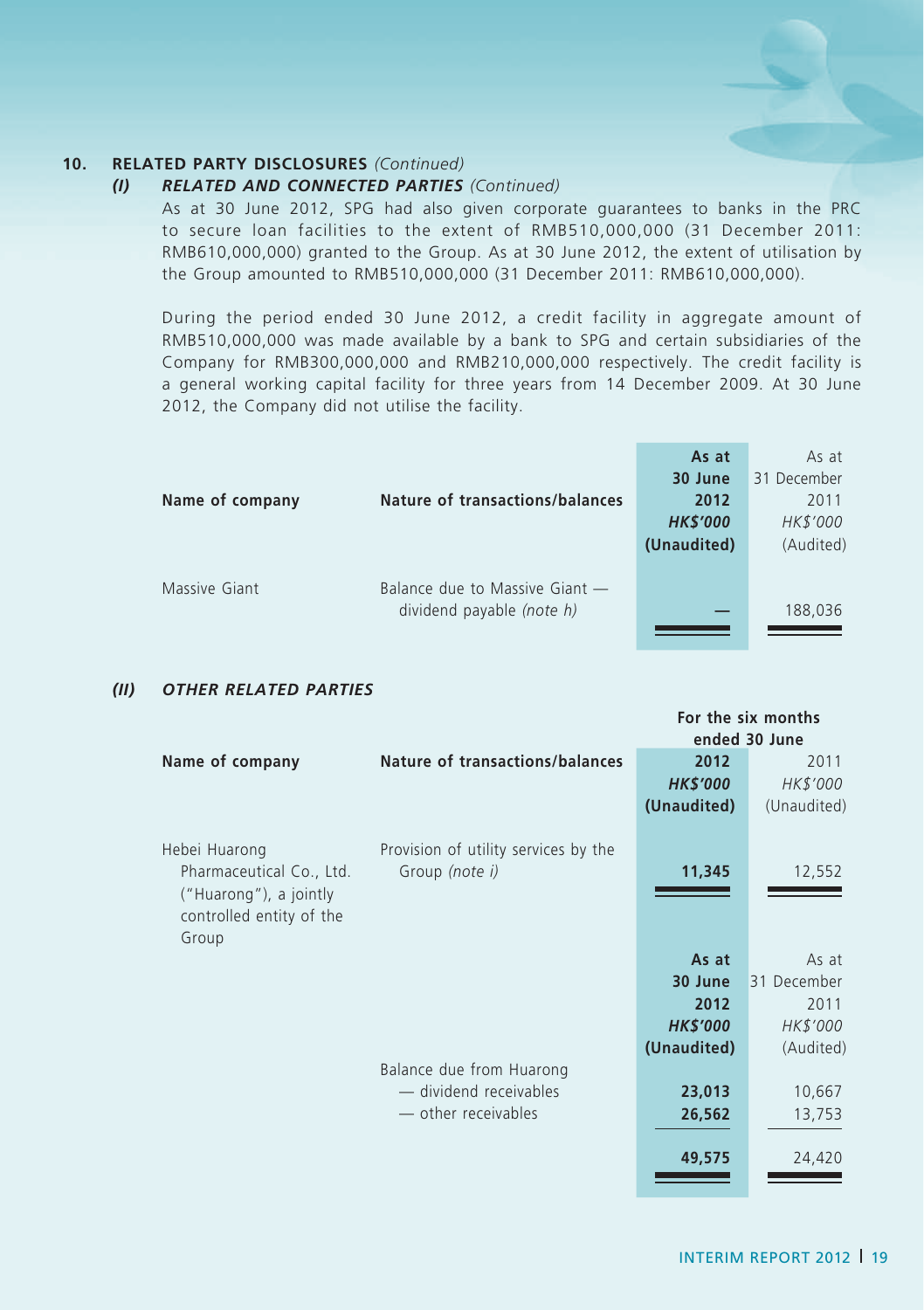## 10. RELATED PARTY DISCLOSURES *(Continued)*

### *(I) RELATED AND CONNECTED PARTIES (Continued)*

As at 30 June 2012, SPG had also given corporate guarantees to banks in the PRC to secure loan facilities to the extent of RMB510,000,000 (31 December 2011: RMB610,000,000) granted to the Group. As at 30 June 2012, the extent of utilisation by the Group amounted to RMB510,000,000 (31 December 2011: RMB610,000,000).

During the period ended 30 June 2012, a credit facility in aggregate amount of RMB510,000,000 was made available by a bank to SPG and certain subsidiaries of the Company for RMB300,000,000 and RMB210,000,000 respectively. The credit facility is a general working capital facility for three years from 14 December 2009. At 30 June 2012, the Company did not utilise the facility.

| Name of company | Nature of transactions/balances | **As at 30 June 2012** ***HK$'000*** **(Unaudited)** | As at 31 December 2011 *HK$'000* (Audited) |
|---|---|---|---|
| Massive Giant | Balance due to Massive Giant — dividend payable *(note h)* | **—** | 188,036 |

### *(II) OTHER RELATED PARTIES*

| Name of company | Nature of transactions/balances | **For the six months ended 30 June** | |
|---|---|---|---|
| | | **2012** ***HK$'000*** **(Unaudited)** | 2011 *HK$'000* (Unaudited) |
| Hebei Huarong Pharmaceutical Co., Ltd. ("Huarong"), a jointly controlled entity of the Group | Provision of utility services by the Group *(note i)* | **11,345** | 12,552 |

| Name of company | Nature of transactions/balances | **As at 30 June 2012** ***HK$'000*** **(Unaudited)** | As at 31 December 2011 *HK$'000* (Audited) |
|---|---|---|---|
| Huarong | Balance due from Huarong | | |
| | — dividend receivables | **23,013** | 10,667 |
| | — other receivables | **26,562** | 13,753 |
| | | **49,575** | 24,420 |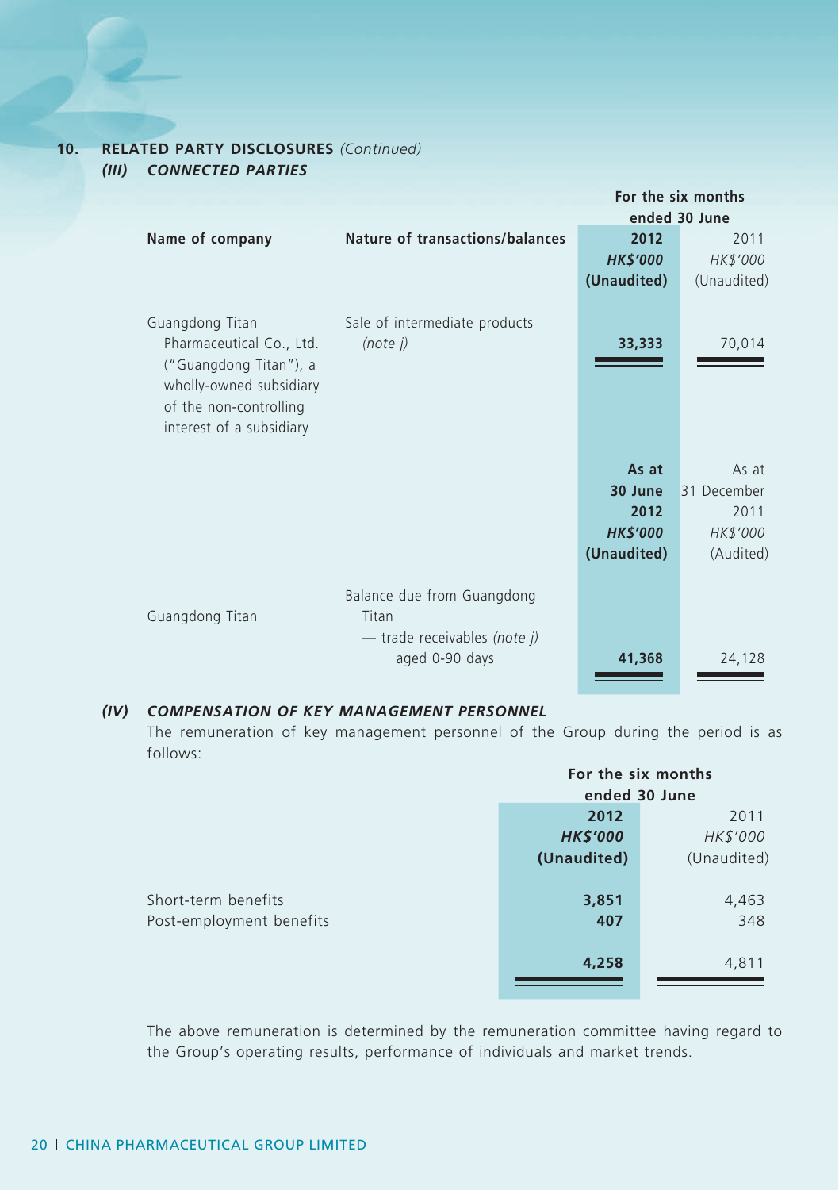## 10. RELATED PARTY DISCLOSURES *(Continued)*

### *(III) CONNECTED PARTIES*

| Name of company | Nature of transactions/balances | For the six months ended 30 June 2012 HK$'000 (Unaudited) | 2011 HK$'000 (Unaudited) |
|---|---|---|---|
| Guangdong Titan Pharmaceutical Co., Ltd. ("Guangdong Titan"), a wholly-owned subsidiary of the non-controlling interest of a subsidiary | Sale of intermediate products *(note j)* | **33,333** | 70,014 |

| Name of company | Nature of transactions/balances | As at 30 June 2012 HK$'000 (Unaudited) | As at 31 December 2011 HK$'000 (Audited) |
|---|---|---|---|
| Guangdong Titan | Balance due from Guangdong Titan — trade receivables *(note j)* aged 0-90 days | **41,368** | 24,128 |

### *(IV) COMPENSATION OF KEY MANAGEMENT PERSONNEL*

The remuneration of key management personnel of the Group during the period is as follows:

| | For the six months ended 30 June 2012 HK$'000 (Unaudited) | 2011 HK$'000 (Unaudited) |
|---|---|---|
| Short-term benefits | **3,851** | 4,463 |
| Post-employment benefits | **407** | 348 |
| | **4,258** | 4,811 |

The above remuneration is determined by the remuneration committee having regard to the Group's operating results, performance of individuals and market trends.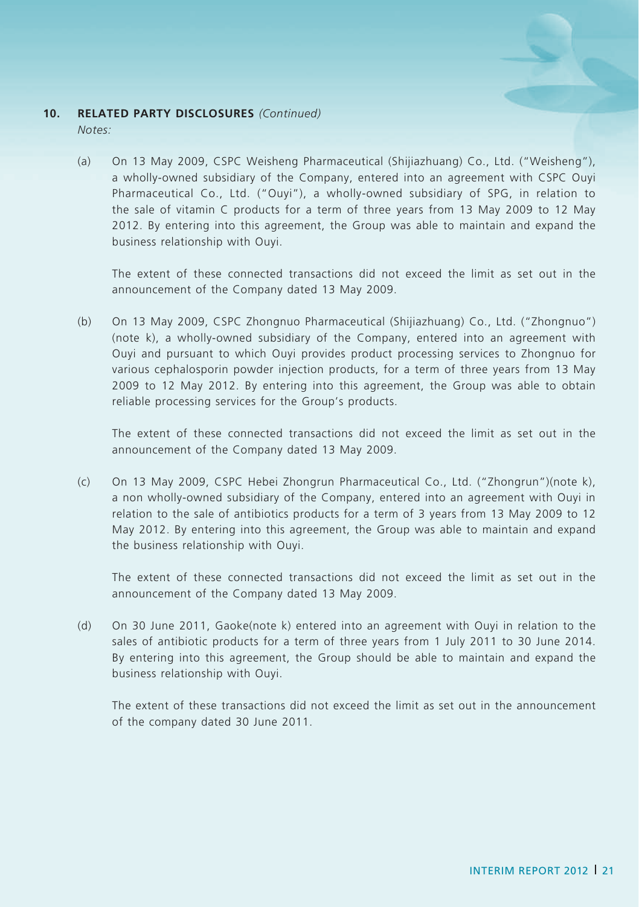## 10. RELATED PARTY DISCLOSURES *(Continued)*

*Notes:*

(a) On 13 May 2009, CSPC Weisheng Pharmaceutical (Shijiazhuang) Co., Ltd. ("Weisheng"), a wholly-owned subsidiary of the Company, entered into an agreement with CSPC Ouyi Pharmaceutical Co., Ltd. ("Ouyi"), a wholly-owned subsidiary of SPG, in relation to the sale of vitamin C products for a term of three years from 13 May 2009 to 12 May 2012. By entering into this agreement, the Group was able to maintain and expand the business relationship with Ouyi.

The extent of these connected transactions did not exceed the limit as set out in the announcement of the Company dated 13 May 2009.

(b) On 13 May 2009, CSPC Zhongnuo Pharmaceutical (Shijiazhuang) Co., Ltd. ("Zhongnuo") (note k), a wholly-owned subsidiary of the Company, entered into an agreement with Ouyi and pursuant to which Ouyi provides product processing services to Zhongnuo for various cephalosporin powder injection products, for a term of three years from 13 May 2009 to 12 May 2012. By entering into this agreement, the Group was able to obtain reliable processing services for the Group's products.

The extent of these connected transactions did not exceed the limit as set out in the announcement of the Company dated 13 May 2009.

(c) On 13 May 2009, CSPC Hebei Zhongrun Pharmaceutical Co., Ltd. ("Zhongrun")(note k), a non wholly-owned subsidiary of the Company, entered into an agreement with Ouyi in relation to the sale of antibiotics products for a term of 3 years from 13 May 2009 to 12 May 2012. By entering into this agreement, the Group was able to maintain and expand the business relationship with Ouyi.

The extent of these connected transactions did not exceed the limit as set out in the announcement of the Company dated 13 May 2009.

(d) On 30 June 2011, Gaoke(note k) entered into an agreement with Ouyi in relation to the sales of antibiotic products for a term of three years from 1 July 2011 to 30 June 2014. By entering into this agreement, the Group should be able to maintain and expand the business relationship with Ouyi.

The extent of these transactions did not exceed the limit as set out in the announcement of the company dated 30 June 2011.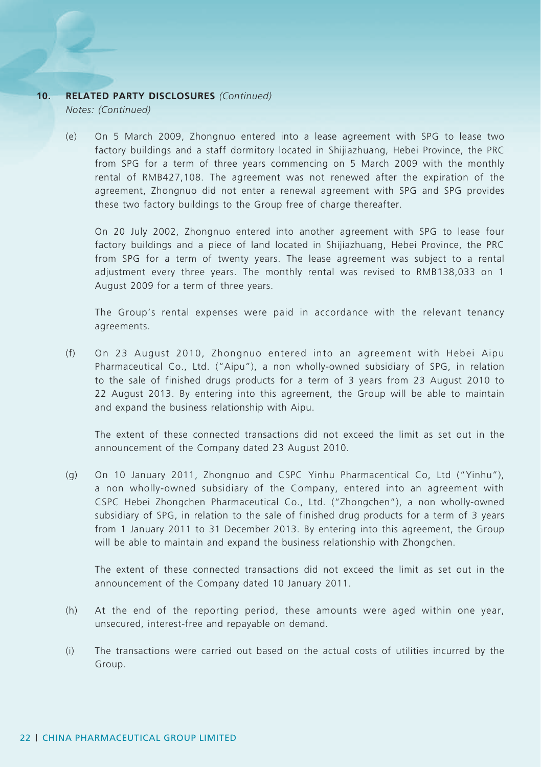## 10. RELATED PARTY DISCLOSURES *(Continued)*

*Notes: (Continued)*

(e) On 5 March 2009, Zhongnuo entered into a lease agreement with SPG to lease two factory buildings and a staff dormitory located in Shijiazhuang, Hebei Province, the PRC from SPG for a term of three years commencing on 5 March 2009 with the monthly rental of RMB427,108. The agreement was not renewed after the expiration of the agreement, Zhongnuo did not enter a renewal agreement with SPG and SPG provides these two factory buildings to the Group free of charge thereafter.

On 20 July 2002, Zhongnuo entered into another agreement with SPG to lease four factory buildings and a piece of land located in Shijiazhuang, Hebei Province, the PRC from SPG for a term of twenty years. The lease agreement was subject to a rental adjustment every three years. The monthly rental was revised to RMB138,033 on 1 August 2009 for a term of three years.

The Group's rental expenses were paid in accordance with the relevant tenancy agreements.

(f) On 23 August 2010, Zhongnuo entered into an agreement with Hebei Aipu Pharmaceutical Co., Ltd. ("Aipu"), a non wholly-owned subsidiary of SPG, in relation to the sale of finished drugs products for a term of 3 years from 23 August 2010 to 22 August 2013. By entering into this agreement, the Group will be able to maintain and expand the business relationship with Aipu.

The extent of these connected transactions did not exceed the limit as set out in the announcement of the Company dated 23 August 2010.

(g) On 10 January 2011, Zhongnuo and CSPC Yinhu Pharmacentical Co, Ltd ("Yinhu"), a non wholly-owned subsidiary of the Company, entered into an agreement with CSPC Hebei Zhongchen Pharmaceutical Co., Ltd. ("Zhongchen"), a non wholly-owned subsidiary of SPG, in relation to the sale of finished drug products for a term of 3 years from 1 January 2011 to 31 December 2013. By entering into this agreement, the Group will be able to maintain and expand the business relationship with Zhongchen.

The extent of these connected transactions did not exceed the limit as set out in the announcement of the Company dated 10 January 2011.

(h) At the end of the reporting period, these amounts were aged within one year, unsecured, interest-free and repayable on demand.

(i) The transactions were carried out based on the actual costs of utilities incurred by the Group.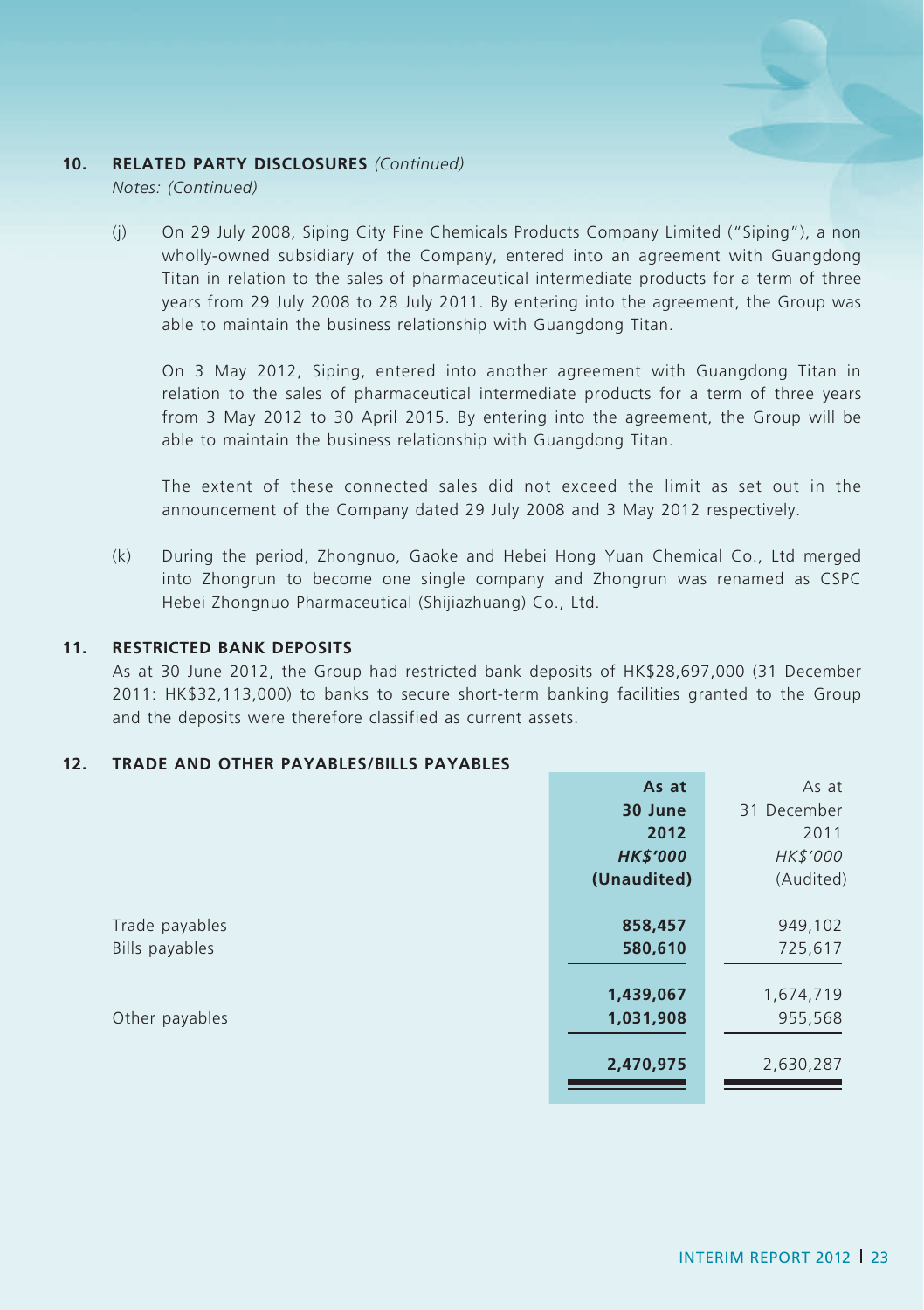## 10. RELATED PARTY DISCLOSURES *(Continued)*

*Notes: (Continued)*

(j) On 29 July 2008, Siping City Fine Chemicals Products Company Limited ("Siping"), a non wholly-owned subsidiary of the Company, entered into an agreement with Guangdong Titan in relation to the sales of pharmaceutical intermediate products for a term of three years from 29 July 2008 to 28 July 2011. By entering into the agreement, the Group was able to maintain the business relationship with Guangdong Titan.

On 3 May 2012, Siping, entered into another agreement with Guangdong Titan in relation to the sales of pharmaceutical intermediate products for a term of three years from 3 May 2012 to 30 April 2015. By entering into the agreement, the Group will be able to maintain the business relationship with Guangdong Titan.

The extent of these connected sales did not exceed the limit as set out in the announcement of the Company dated 29 July 2008 and 3 May 2012 respectively.

(k) During the period, Zhongnuo, Gaoke and Hebei Hong Yuan Chemical Co., Ltd merged into Zhongrun to become one single company and Zhongrun was renamed as CSPC Hebei Zhongnuo Pharmaceutical (Shijiazhuang) Co., Ltd.

## 11. RESTRICTED BANK DEPOSITS

As at 30 June 2012, the Group had restricted bank deposits of HK$28,697,000 (31 December 2011: HK$32,113,000) to banks to secure short-term banking facilities granted to the Group and the deposits were therefore classified as current assets.

## 12. TRADE AND OTHER PAYABLES/BILLS PAYABLES

| | **As at 30 June 2012** | As at 31 December 2011 |
|---|---|---|
| | ***HK$'000*** | *HK$'000* |
| | **(Unaudited)** | (Audited) |
| Trade payables | **858,457** | 949,102 |
| Bills payables | **580,610** | 725,617 |
| | **1,439,067** | 1,674,719 |
| Other payables | **1,031,908** | 955,568 |
| | **2,470,975** | 2,630,287 |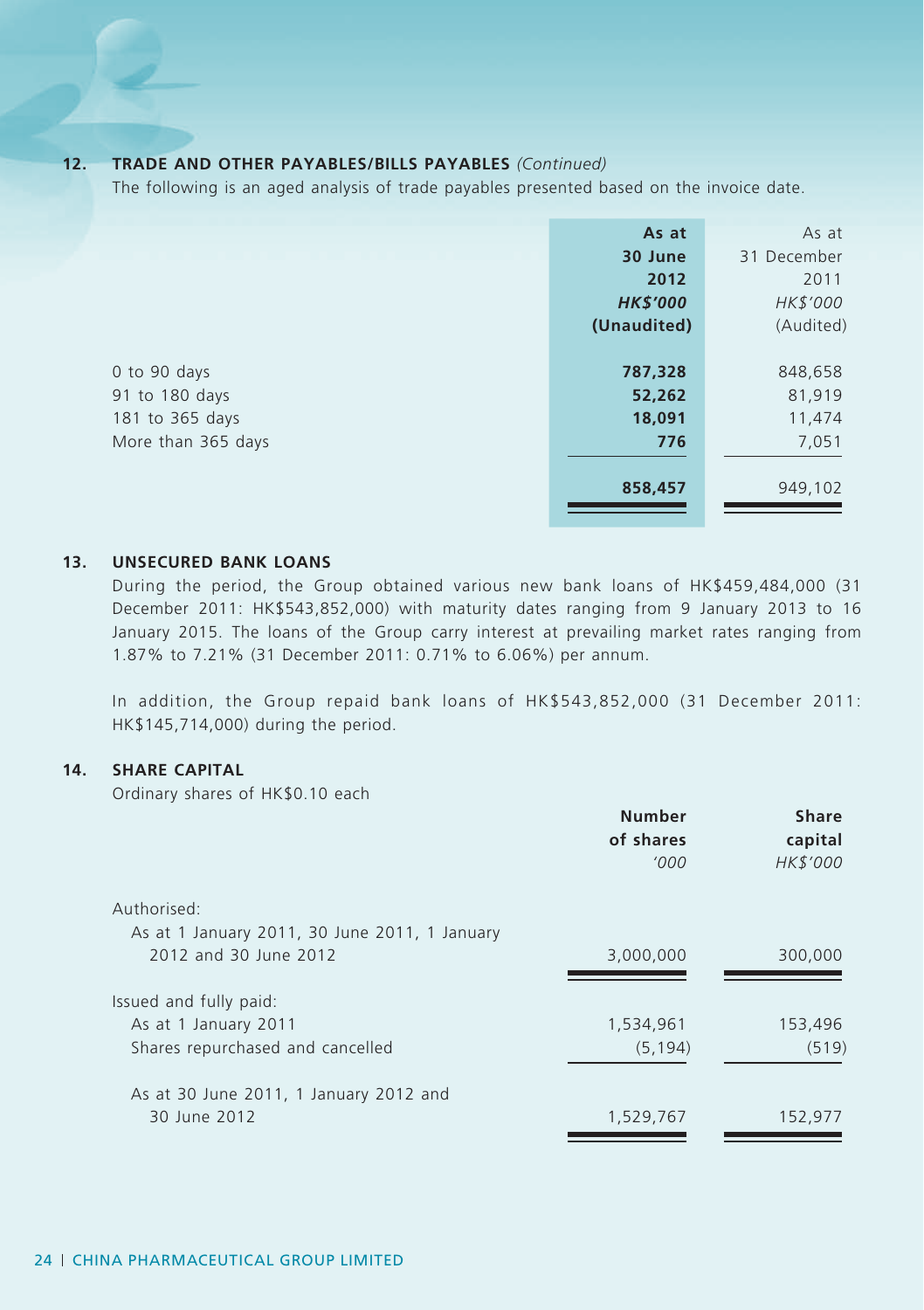## 12. TRADE AND OTHER PAYABLES/BILLS PAYABLES *(Continued)*

The following is an aged analysis of trade payables presented based on the invoice date.

| | **As at 30 June 2012** | As at 31 December 2011 |
|---|---|---|
| | ***HK$'000*** | *HK$'000* |
| | **(Unaudited)** | (Audited) |
| 0 to 90 days | **787,328** | 848,658 |
| 91 to 180 days | **52,262** | 81,919 |
| 181 to 365 days | **18,091** | 11,474 |
| More than 365 days | **776** | 7,051 |
| | **858,457** | 949,102 |

## 13. UNSECURED BANK LOANS

During the period, the Group obtained various new bank loans of HK$459,484,000 (31 December 2011: HK$543,852,000) with maturity dates ranging from 9 January 2013 to 16 January 2015. The loans of the Group carry interest at prevailing market rates ranging from 1.87% to 7.21% (31 December 2011: 0.71% to 6.06%) per annum.

In addition, the Group repaid bank loans of HK$543,852,000 (31 December 2011: HK$145,714,000) during the period.

## 14. SHARE CAPITAL

Ordinary shares of HK$0.10 each

| | **Number of shares** | **Share capital** |
|---|---|---|
| | *'000* | *HK$'000* |
| Authorised: | | |
| As at 1 January 2011, 30 June 2011, 1 January 2012 and 30 June 2012 | 3,000,000 | 300,000 |
| Issued and fully paid: | | |
| As at 1 January 2011 | 1,534,961 | 153,496 |
| Shares repurchased and cancelled | (5,194) | (519) |
| As at 30 June 2011, 1 January 2012 and 30 June 2012 | 1,529,767 | 152,977 |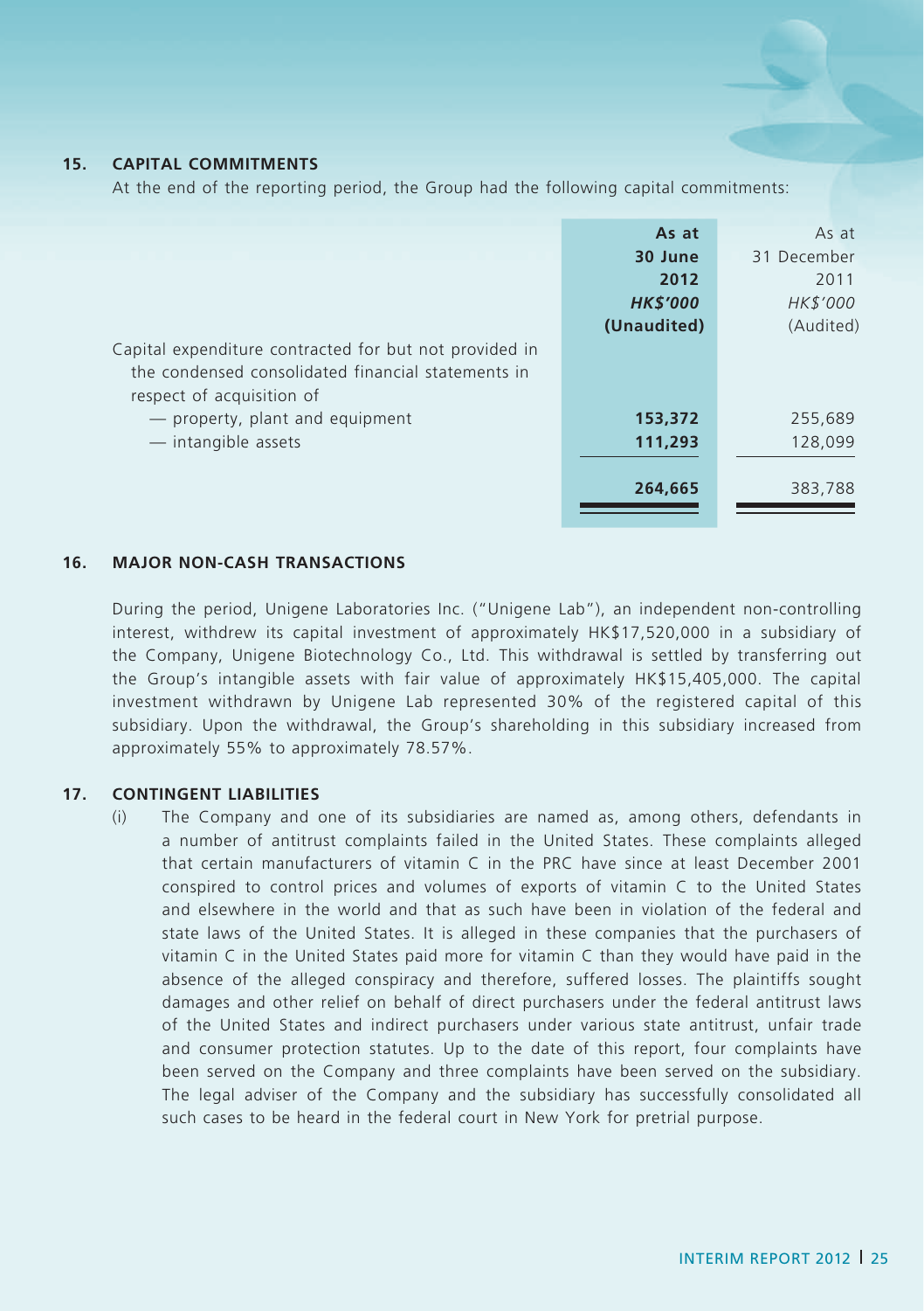## 15. CAPITAL COMMITMENTS

At the end of the reporting period, the Group had the following capital commitments:

| | As at 30 June 2012 HK$'000 (Unaudited) | As at 31 December 2011 HK$'000 (Audited) |
|---|---|---|
| Capital expenditure contracted for but not provided in the condensed consolidated financial statements in respect of acquisition of | | |
| — property, plant and equipment | **153,372** | 255,689 |
| — intangible assets | **111,293** | 128,099 |
| | **264,665** | 383,788 |

## 16. MAJOR NON-CASH TRANSACTIONS

During the period, Unigene Laboratories Inc. ("Unigene Lab"), an independent non-controlling interest, withdrew its capital investment of approximately HK$17,520,000 in a subsidiary of the Company, Unigene Biotechnology Co., Ltd. This withdrawal is settled by transferring out the Group's intangible assets with fair value of approximately HK$15,405,000. The capital investment withdrawn by Unigene Lab represented 30% of the registered capital of this subsidiary. Upon the withdrawal, the Group's shareholding in this subsidiary increased from approximately 55% to approximately 78.57%.

## 17. CONTINGENT LIABILITIES

(i) The Company and one of its subsidiaries are named as, among others, defendants in a number of antitrust complaints failed in the United States. These complaints alleged that certain manufacturers of vitamin C in the PRC have since at least December 2001 conspired to control prices and volumes of exports of vitamin C to the United States and elsewhere in the world and that as such have been in violation of the federal and state laws of the United States. It is alleged in these companies that the purchasers of vitamin C in the United States paid more for vitamin C than they would have paid in the absence of the alleged conspiracy and therefore, suffered losses. The plaintiffs sought damages and other relief on behalf of direct purchasers under the federal antitrust laws of the United States and indirect purchasers under various state antitrust, unfair trade and consumer protection statutes. Up to the date of this report, four complaints have been served on the Company and three complaints have been served on the subsidiary. The legal adviser of the Company and the subsidiary has successfully consolidated all such cases to be heard in the federal court in New York for pretrial purpose.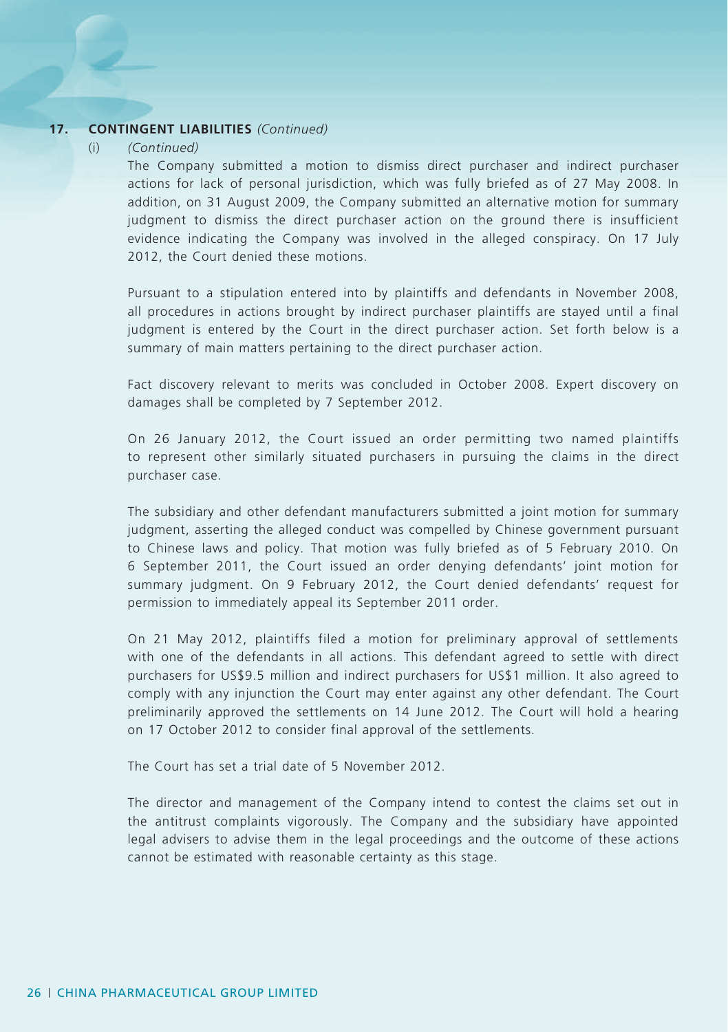## 17. CONTINGENT LIABILITIES *(Continued)*

(i) *(Continued)*

The Company submitted a motion to dismiss direct purchaser and indirect purchaser actions for lack of personal jurisdiction, which was fully briefed as of 27 May 2008. In addition, on 31 August 2009, the Company submitted an alternative motion for summary judgment to dismiss the direct purchaser action on the ground there is insufficient evidence indicating the Company was involved in the alleged conspiracy. On 17 July 2012, the Court denied these motions.

Pursuant to a stipulation entered into by plaintiffs and defendants in November 2008, all procedures in actions brought by indirect purchaser plaintiffs are stayed until a final judgment is entered by the Court in the direct purchaser action. Set forth below is a summary of main matters pertaining to the direct purchaser action.

Fact discovery relevant to merits was concluded in October 2008. Expert discovery on damages shall be completed by 7 September 2012.

On 26 January 2012, the Court issued an order permitting two named plaintiffs to represent other similarly situated purchasers in pursuing the claims in the direct purchaser case.

The subsidiary and other defendant manufacturers submitted a joint motion for summary judgment, asserting the alleged conduct was compelled by Chinese government pursuant to Chinese laws and policy. That motion was fully briefed as of 5 February 2010. On 6 September 2011, the Court issued an order denying defendants' joint motion for summary judgment. On 9 February 2012, the Court denied defendants' request for permission to immediately appeal its September 2011 order.

On 21 May 2012, plaintiffs filed a motion for preliminary approval of settlements with one of the defendants in all actions. This defendant agreed to settle with direct purchasers for US$9.5 million and indirect purchasers for US$1 million. It also agreed to comply with any injunction the Court may enter against any other defendant. The Court preliminarily approved the settlements on 14 June 2012. The Court will hold a hearing on 17 October 2012 to consider final approval of the settlements.

The Court has set a trial date of 5 November 2012.

The director and management of the Company intend to contest the claims set out in the antitrust complaints vigorously. The Company and the subsidiary have appointed legal advisers to advise them in the legal proceedings and the outcome of these actions cannot be estimated with reasonable certainty as this stage.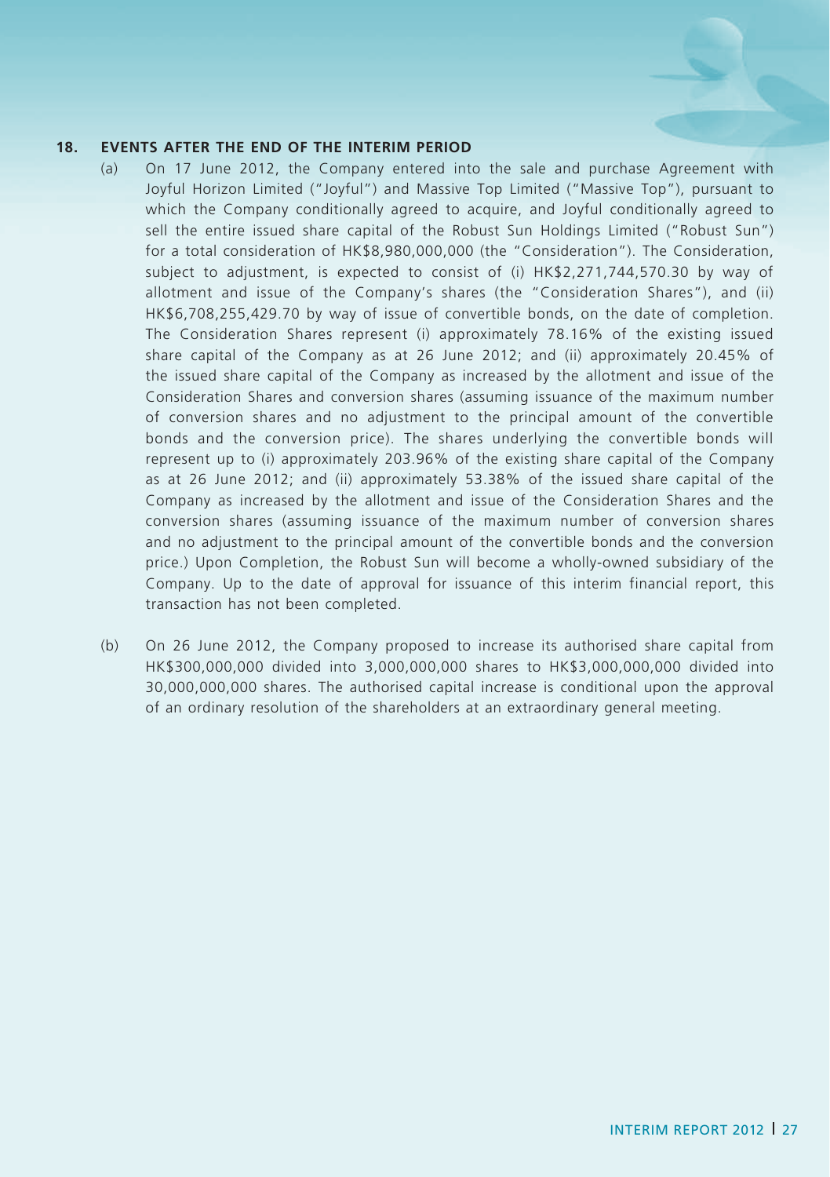## 18. EVENTS AFTER THE END OF THE INTERIM PERIOD

(a) On 17 June 2012, the Company entered into the sale and purchase Agreement with Joyful Horizon Limited ("Joyful") and Massive Top Limited ("Massive Top"), pursuant to which the Company conditionally agreed to acquire, and Joyful conditionally agreed to sell the entire issued share capital of the Robust Sun Holdings Limited ("Robust Sun") for a total consideration of HK$8,980,000,000 (the "Consideration"). The Consideration, subject to adjustment, is expected to consist of (i) HK$2,271,744,570.30 by way of allotment and issue of the Company's shares (the "Consideration Shares"), and (ii) HK$6,708,255,429.70 by way of issue of convertible bonds, on the date of completion. The Consideration Shares represent (i) approximately 78.16% of the existing issued share capital of the Company as at 26 June 2012; and (ii) approximately 20.45% of the issued share capital of the Company as increased by the allotment and issue of the Consideration Shares and conversion shares (assuming issuance of the maximum number of conversion shares and no adjustment to the principal amount of the convertible bonds and the conversion price). The shares underlying the convertible bonds will represent up to (i) approximately 203.96% of the existing share capital of the Company as at 26 June 2012; and (ii) approximately 53.38% of the issued share capital of the Company as increased by the allotment and issue of the Consideration Shares and the conversion shares (assuming issuance of the maximum number of conversion shares and no adjustment to the principal amount of the convertible bonds and the conversion price.) Upon Completion, the Robust Sun will become a wholly-owned subsidiary of the Company. Up to the date of approval for issuance of this interim financial report, this transaction has not been completed.

(b) On 26 June 2012, the Company proposed to increase its authorised share capital from HK$300,000,000 divided into 3,000,000,000 shares to HK$3,000,000,000 divided into 30,000,000,000 shares. The authorised capital increase is conditional upon the approval of an ordinary resolution of the shareholders at an extraordinary general meeting.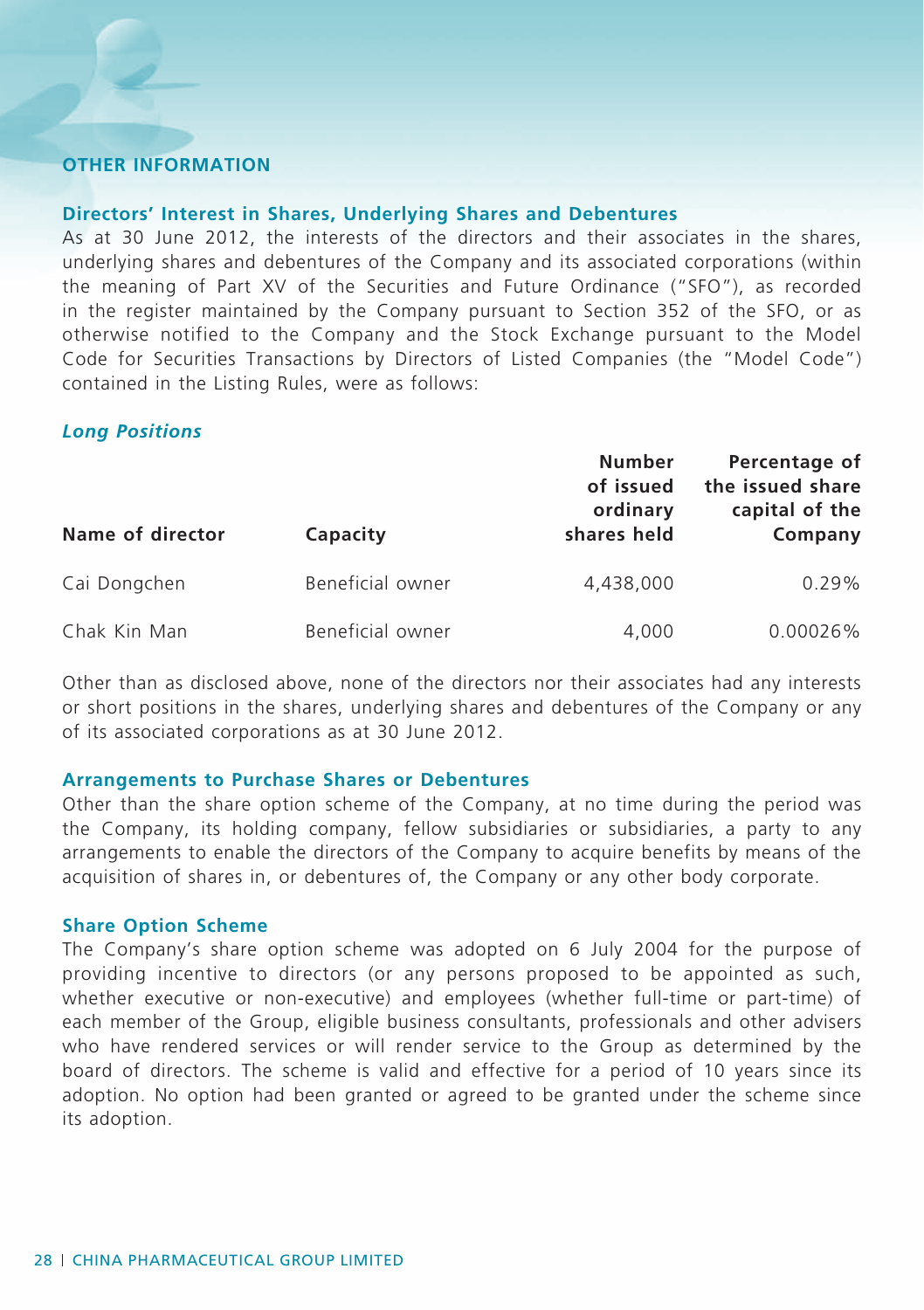## OTHER INFORMATION

### Directors' Interest in Shares, Underlying Shares and Debentures

As at 30 June 2012, the interests of the directors and their associates in the shares, underlying shares and debentures of the Company and its associated corporations (within the meaning of Part XV of the Securities and Future Ordinance ("SFO"), as recorded in the register maintained by the Company pursuant to Section 352 of the SFO, or as otherwise notified to the Company and the Stock Exchange pursuant to the Model Code for Securities Transactions by Directors of Listed Companies (the "Model Code") contained in the Listing Rules, were as follows:

*Long Positions*

| Name of director | Capacity | Number of issued ordinary shares held | Percentage of the issued share capital of the Company |
|---|---|---|---|
| Cai Dongchen | Beneficial owner | 4,438,000 | 0.29% |
| Chak Kin Man | Beneficial owner | 4,000 | 0.00026% |

Other than as disclosed above, none of the directors nor their associates had any interests or short positions in the shares, underlying shares and debentures of the Company or any of its associated corporations as at 30 June 2012.

### Arrangements to Purchase Shares or Debentures

Other than the share option scheme of the Company, at no time during the period was the Company, its holding company, fellow subsidiaries or subsidiaries, a party to any arrangements to enable the directors of the Company to acquire benefits by means of the acquisition of shares in, or debentures of, the Company or any other body corporate.

### Share Option Scheme

The Company's share option scheme was adopted on 6 July 2004 for the purpose of providing incentive to directors (or any persons proposed to be appointed as such, whether executive or non-executive) and employees (whether full-time or part-time) of each member of the Group, eligible business consultants, professionals and other advisers who have rendered services or will render service to the Group as determined by the board of directors. The scheme is valid and effective for a period of 10 years since its adoption. No option had been granted or agreed to be granted under the scheme since its adoption.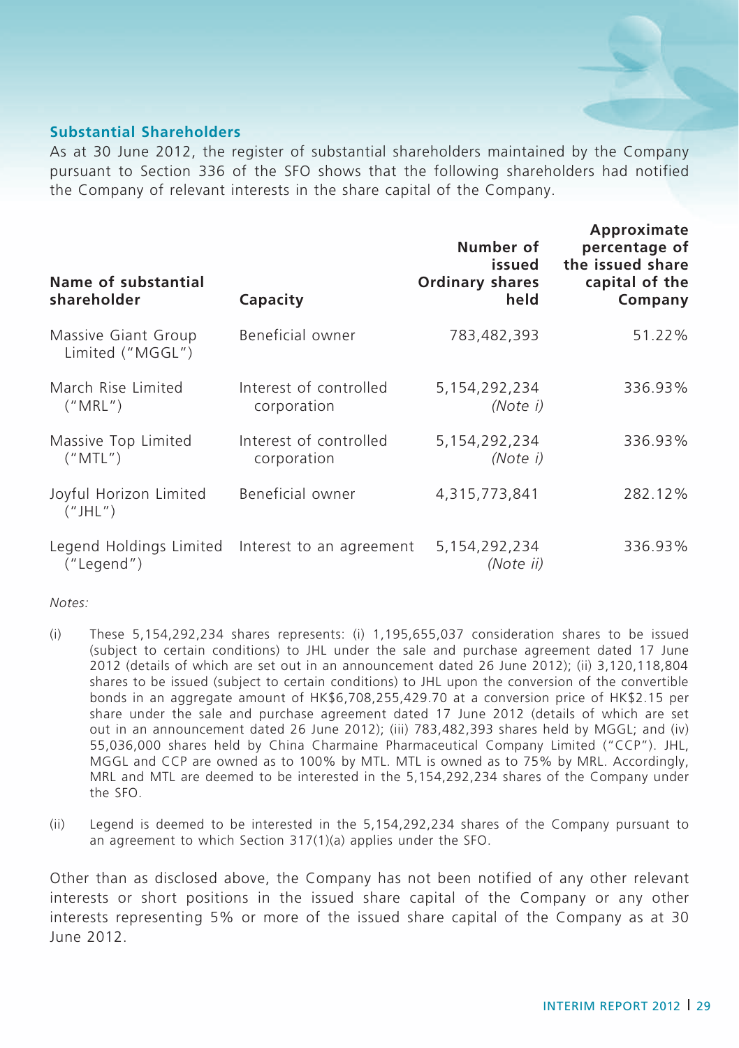## Substantial Shareholders

As at 30 June 2012, the register of substantial shareholders maintained by the Company pursuant to Section 336 of the SFO shows that the following shareholders had notified the Company of relevant interests in the share capital of the Company.

| Name of substantial shareholder | Capacity | Number of issued Ordinary shares held | Approximate percentage of the issued share capital of the Company |
|---|---|---|---|
| Massive Giant Group Limited ("MGGL") | Beneficial owner | 783,482,393 | 51.22% |
| March Rise Limited ("MRL") | Interest of controlled corporation | 5,154,292,234 *(Note i)* | 336.93% |
| Massive Top Limited ("MTL") | Interest of controlled corporation | 5,154,292,234 *(Note i)* | 336.93% |
| Joyful Horizon Limited ("JHL") | Beneficial owner | 4,315,773,841 | 282.12% |
| Legend Holdings Limited ("Legend") | Interest to an agreement | 5,154,292,234 *(Note ii)* | 336.93% |

*Notes:*

(i) These 5,154,292,234 shares represents: (i) 1,195,655,037 consideration shares to be issued (subject to certain conditions) to JHL under the sale and purchase agreement dated 17 June 2012 (details of which are set out in an announcement dated 26 June 2012); (ii) 3,120,118,804 shares to be issued (subject to certain conditions) to JHL upon the conversion of the convertible bonds in an aggregate amount of HK$6,708,255,429.70 at a conversion price of HK$2.15 per share under the sale and purchase agreement dated 17 June 2012 (details of which are set out in an announcement dated 26 June 2012); (iii) 783,482,393 shares held by MGGL; and (iv) 55,036,000 shares held by China Charmaine Pharmaceutical Company Limited ("CCP"). JHL, MGGL and CCP are owned as to 100% by MTL. MTL is owned as to 75% by MRL. Accordingly, MRL and MTL are deemed to be interested in the 5,154,292,234 shares of the Company under the SFO.

(ii) Legend is deemed to be interested in the 5,154,292,234 shares of the Company pursuant to an agreement to which Section 317(1)(a) applies under the SFO.

Other than as disclosed above, the Company has not been notified of any other relevant interests or short positions in the issued share capital of the Company or any other interests representing 5% or more of the issued share capital of the Company as at 30 June 2012.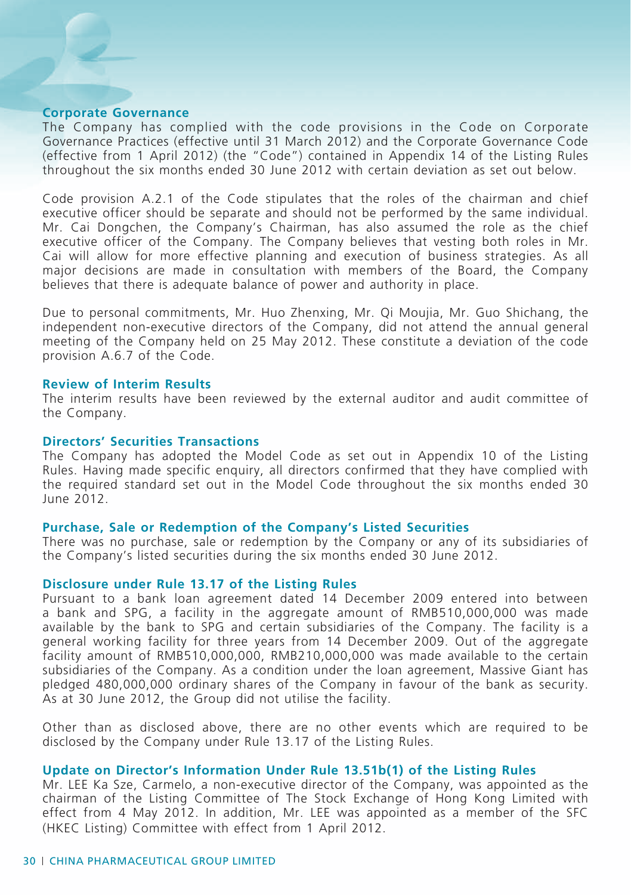## Corporate Governance

The Company has complied with the code provisions in the Code on Corporate Governance Practices (effective until 31 March 2012) and the Corporate Governance Code (effective from 1 April 2012) (the "Code") contained in Appendix 14 of the Listing Rules throughout the six months ended 30 June 2012 with certain deviation as set out below.

Code provision A.2.1 of the Code stipulates that the roles of the chairman and chief executive officer should be separate and should not be performed by the same individual. Mr. Cai Dongchen, the Company's Chairman, has also assumed the role as the chief executive officer of the Company. The Company believes that vesting both roles in Mr. Cai will allow for more effective planning and execution of business strategies. As all major decisions are made in consultation with members of the Board, the Company believes that there is adequate balance of power and authority in place.

Due to personal commitments, Mr. Huo Zhenxing, Mr. Qi Moujia, Mr. Guo Shichang, the independent non-executive directors of the Company, did not attend the annual general meeting of the Company held on 25 May 2012. These constitute a deviation of the code provision A.6.7 of the Code.

## Review of Interim Results

The interim results have been reviewed by the external auditor and audit committee of the Company.

## Directors' Securities Transactions

The Company has adopted the Model Code as set out in Appendix 10 of the Listing Rules. Having made specific enquiry, all directors confirmed that they have complied with the required standard set out in the Model Code throughout the six months ended 30 June 2012.

## Purchase, Sale or Redemption of the Company's Listed Securities

There was no purchase, sale or redemption by the Company or any of its subsidiaries of the Company's listed securities during the six months ended 30 June 2012.

## Disclosure under Rule 13.17 of the Listing Rules

Pursuant to a bank loan agreement dated 14 December 2009 entered into between a bank and SPG, a facility in the aggregate amount of RMB510,000,000 was made available by the bank to SPG and certain subsidiaries of the Company. The facility is a general working facility for three years from 14 December 2009. Out of the aggregate facility amount of RMB510,000,000, RMB210,000,000 was made available to the certain subsidiaries of the Company. As a condition under the loan agreement, Massive Giant has pledged 480,000,000 ordinary shares of the Company in favour of the bank as security. As at 30 June 2012, the Group did not utilise the facility.

Other than as disclosed above, there are no other events which are required to be disclosed by the Company under Rule 13.17 of the Listing Rules.

## Update on Director's Information Under Rule 13.51b(1) of the Listing Rules

Mr. LEE Ka Sze, Carmelo, a non-executive director of the Company, was appointed as the chairman of the Listing Committee of The Stock Exchange of Hong Kong Limited with effect from 4 May 2012. In addition, Mr. LEE was appointed as a member of the SFC (HKEC Listing) Committee with effect from 1 April 2012.